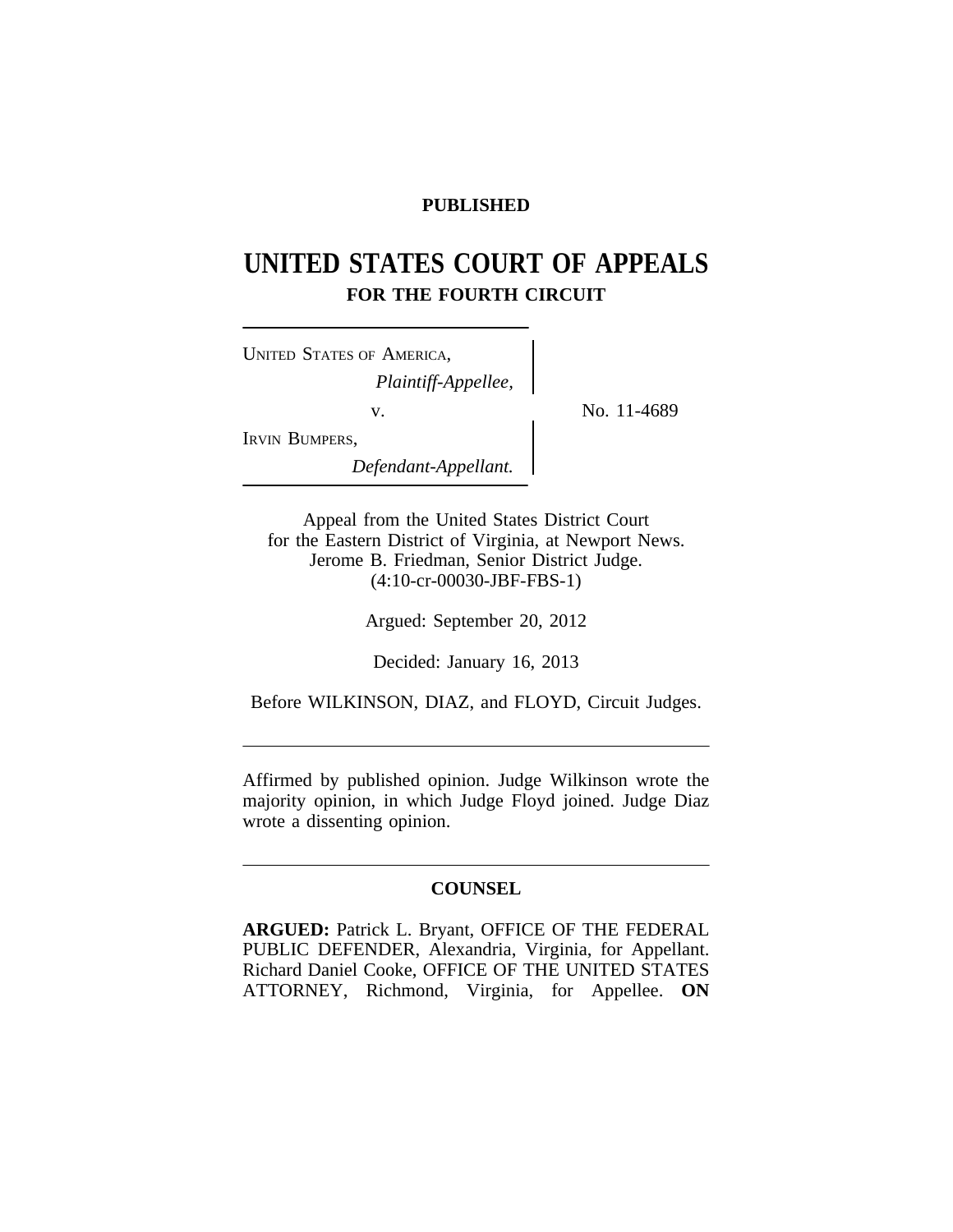**PUBLISHED**

# UNITED STATES COURT OF APPEALS
## FOR THE FOURTH CIRCUIT

UNITED STATES OF AMERICA,
*Plaintiff-Appellee,*

v.

IRVIN BUMPERS,
*Defendant-Appellant.*

No. 11-4689

Appeal from the United States District Court
for the Eastern District of Virginia, at Newport News.
Jerome B. Friedman, Senior District Judge.
(4:10-cr-00030-JBF-FBS-1)

Argued: September 20, 2012

Decided: January 16, 2013

Before WILKINSON, DIAZ, and FLOYD, Circuit Judges.

---

Affirmed by published opinion. Judge Wilkinson wrote the majority opinion, in which Judge Floyd joined. Judge Diaz wrote a dissenting opinion.

---

**COUNSEL**

**ARGUED:** Patrick L. Bryant, OFFICE OF THE FEDERAL PUBLIC DEFENDER, Alexandria, Virginia, for Appellant. Richard Daniel Cooke, OFFICE OF THE UNITED STATES ATTORNEY, Richmond, Virginia, for Appellee. **ON**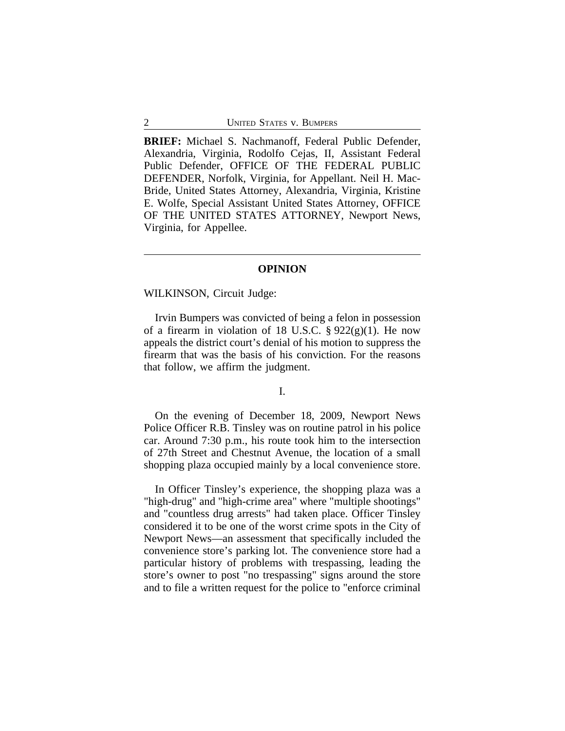**BRIEF:** Michael S. Nachmanoff, Federal Public Defender, Alexandria, Virginia, Rodolfo Cejas, II, Assistant Federal Public Defender, OFFICE OF THE FEDERAL PUBLIC DEFENDER, Norfolk, Virginia, for Appellant. Neil H. MacBride, United States Attorney, Alexandria, Virginia, Kristine E. Wolfe, Special Assistant United States Attorney, OFFICE OF THE UNITED STATES ATTORNEY, Newport News, Virginia, for Appellee.

---

## OPINION

WILKINSON, Circuit Judge:

Irvin Bumpers was convicted of being a felon in possession of a firearm in violation of 18 U.S.C. § 922(g)(1). He now appeals the district court's denial of his motion to suppress the firearm that was the basis of his conviction. For the reasons that follow, we affirm the judgment.

### I.

On the evening of December 18, 2009, Newport News Police Officer R.B. Tinsley was on routine patrol in his police car. Around 7:30 p.m., his route took him to the intersection of 27th Street and Chestnut Avenue, the location of a small shopping plaza occupied mainly by a local convenience store.

In Officer Tinsley's experience, the shopping plaza was a "high-drug" and "high-crime area" where "multiple shootings" and "countless drug arrests" had taken place. Officer Tinsley considered it to be one of the worst crime spots in the City of Newport News—an assessment that specifically included the convenience store's parking lot. The convenience store had a particular history of problems with trespassing, leading the store's owner to post "no trespassing" signs around the store and to file a written request for the police to "enforce criminal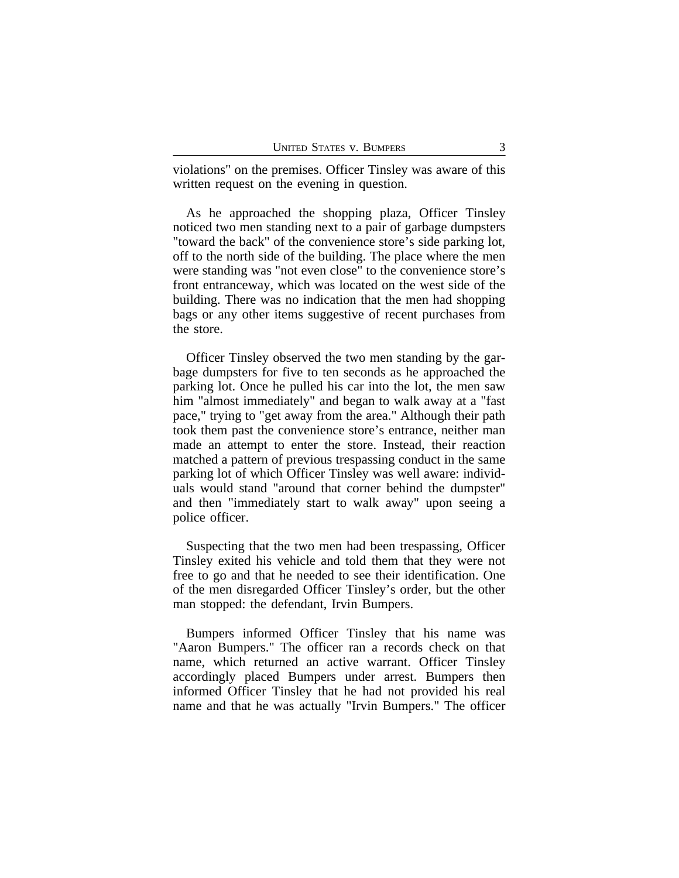violations" on the premises. Officer Tinsley was aware of this written request on the evening in question.

As he approached the shopping plaza, Officer Tinsley noticed two men standing next to a pair of garbage dumpsters "toward the back" of the convenience store's side parking lot, off to the north side of the building. The place where the men were standing was "not even close" to the convenience store's front entranceway, which was located on the west side of the building. There was no indication that the men had shopping bags or any other items suggestive of recent purchases from the store.

Officer Tinsley observed the two men standing by the garbage dumpsters for five to ten seconds as he approached the parking lot. Once he pulled his car into the lot, the men saw him "almost immediately" and began to walk away at a "fast pace," trying to "get away from the area." Although their path took them past the convenience store's entrance, neither man made an attempt to enter the store. Instead, their reaction matched a pattern of previous trespassing conduct in the same parking lot of which Officer Tinsley was well aware: individuals would stand "around that corner behind the dumpster" and then "immediately start to walk away" upon seeing a police officer.

Suspecting that the two men had been trespassing, Officer Tinsley exited his vehicle and told them that they were not free to go and that he needed to see their identification. One of the men disregarded Officer Tinsley's order, but the other man stopped: the defendant, Irvin Bumpers.

Bumpers informed Officer Tinsley that his name was "Aaron Bumpers." The officer ran a records check on that name, which returned an active warrant. Officer Tinsley accordingly placed Bumpers under arrest. Bumpers then informed Officer Tinsley that he had not provided his real name and that he was actually "Irvin Bumpers." The officer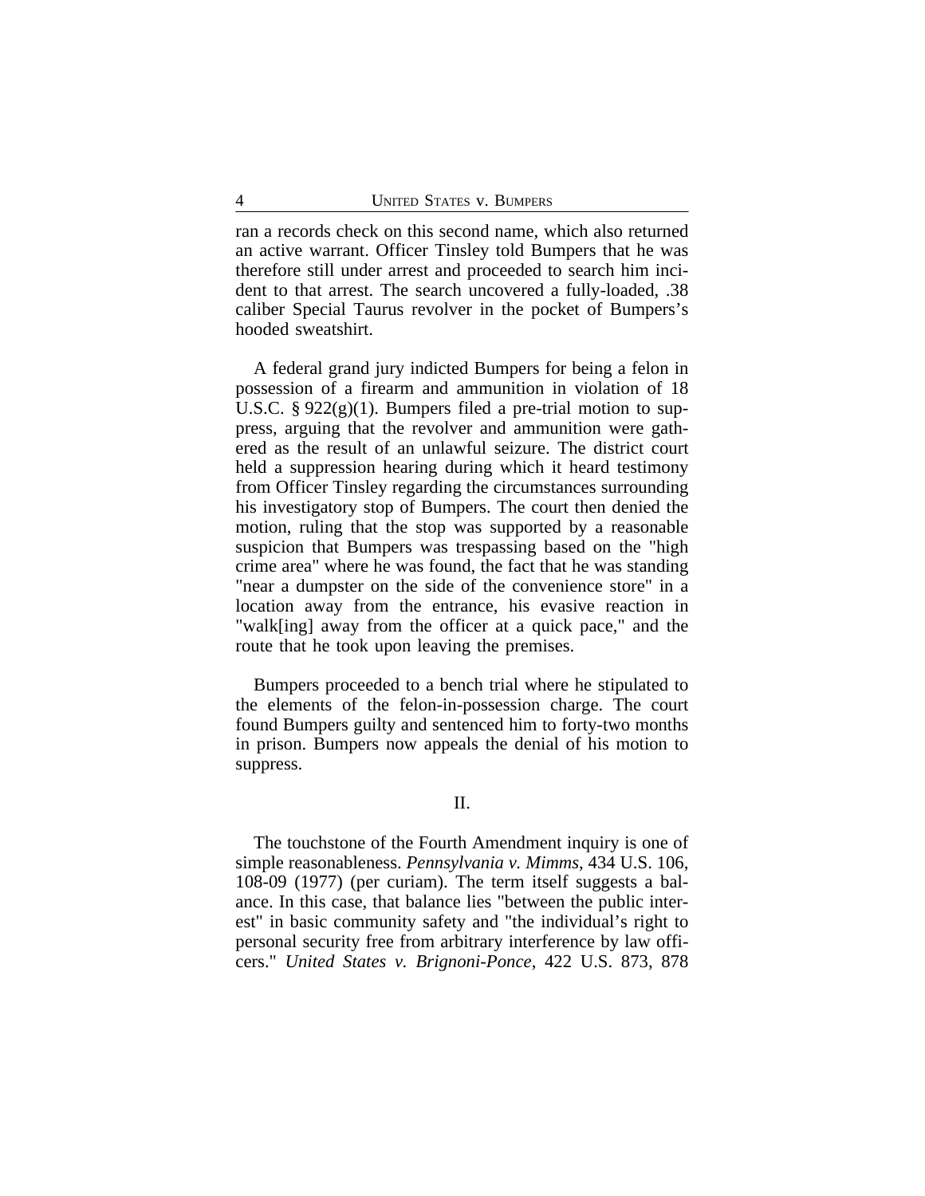ran a records check on this second name, which also returned an active warrant. Officer Tinsley told Bumpers that he was therefore still under arrest and proceeded to search him incident to that arrest. The search uncovered a fully-loaded, .38 caliber Special Taurus revolver in the pocket of Bumpers's hooded sweatshirt.

A federal grand jury indicted Bumpers for being a felon in possession of a firearm and ammunition in violation of 18 U.S.C. § 922(g)(1). Bumpers filed a pre-trial motion to suppress, arguing that the revolver and ammunition were gathered as the result of an unlawful seizure. The district court held a suppression hearing during which it heard testimony from Officer Tinsley regarding the circumstances surrounding his investigatory stop of Bumpers. The court then denied the motion, ruling that the stop was supported by a reasonable suspicion that Bumpers was trespassing based on the "high crime area" where he was found, the fact that he was standing "near a dumpster on the side of the convenience store" in a location away from the entrance, his evasive reaction in "walk[ing] away from the officer at a quick pace," and the route that he took upon leaving the premises.

Bumpers proceeded to a bench trial where he stipulated to the elements of the felon-in-possession charge. The court found Bumpers guilty and sentenced him to forty-two months in prison. Bumpers now appeals the denial of his motion to suppress.

## II.

The touchstone of the Fourth Amendment inquiry is one of simple reasonableness. *Pennsylvania v. Mimms*, 434 U.S. 106, 108-09 (1977) (per curiam). The term itself suggests a balance. In this case, that balance lies "between the public interest" in basic community safety and "the individual's right to personal security free from arbitrary interference by law officers." *United States v. Brignoni-Ponce*, 422 U.S. 873, 878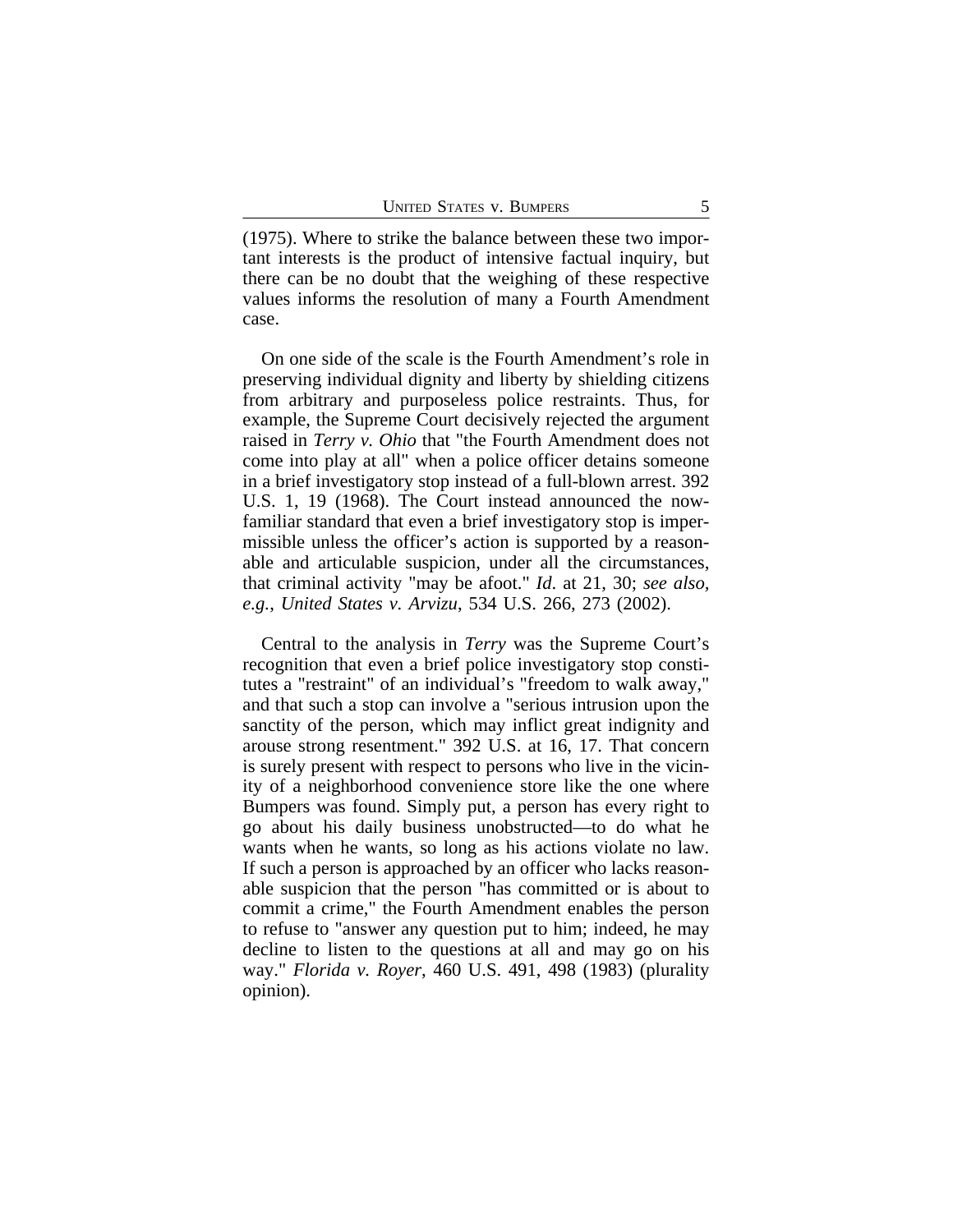(1975). Where to strike the balance between these two important interests is the product of intensive factual inquiry, but there can be no doubt that the weighing of these respective values informs the resolution of many a Fourth Amendment case.

On one side of the scale is the Fourth Amendment's role in preserving individual dignity and liberty by shielding citizens from arbitrary and purposeless police restraints. Thus, for example, the Supreme Court decisively rejected the argument raised in *Terry v. Ohio* that "the Fourth Amendment does not come into play at all" when a police officer detains someone in a brief investigatory stop instead of a full-blown arrest. 392 U.S. 1, 19 (1968). The Court instead announced the now-familiar standard that even a brief investigatory stop is impermissible unless the officer's action is supported by a reasonable and articulable suspicion, under all the circumstances, that criminal activity "may be afoot." *Id.* at 21, 30; *see also, e.g.*, *United States v. Arvizu*, 534 U.S. 266, 273 (2002).

Central to the analysis in *Terry* was the Supreme Court's recognition that even a brief police investigatory stop constitutes a "restraint" of an individual's "freedom to walk away," and that such a stop can involve a "serious intrusion upon the sanctity of the person, which may inflict great indignity and arouse strong resentment." 392 U.S. at 16, 17. That concern is surely present with respect to persons who live in the vicinity of a neighborhood convenience store like the one where Bumpers was found. Simply put, a person has every right to go about his daily business unobstructed—to do what he wants when he wants, so long as his actions violate no law. If such a person is approached by an officer who lacks reasonable suspicion that the person "has committed or is about to commit a crime," the Fourth Amendment enables the person to refuse to "answer any question put to him; indeed, he may decline to listen to the questions at all and may go on his way." *Florida v. Royer*, 460 U.S. 491, 498 (1983) (plurality opinion).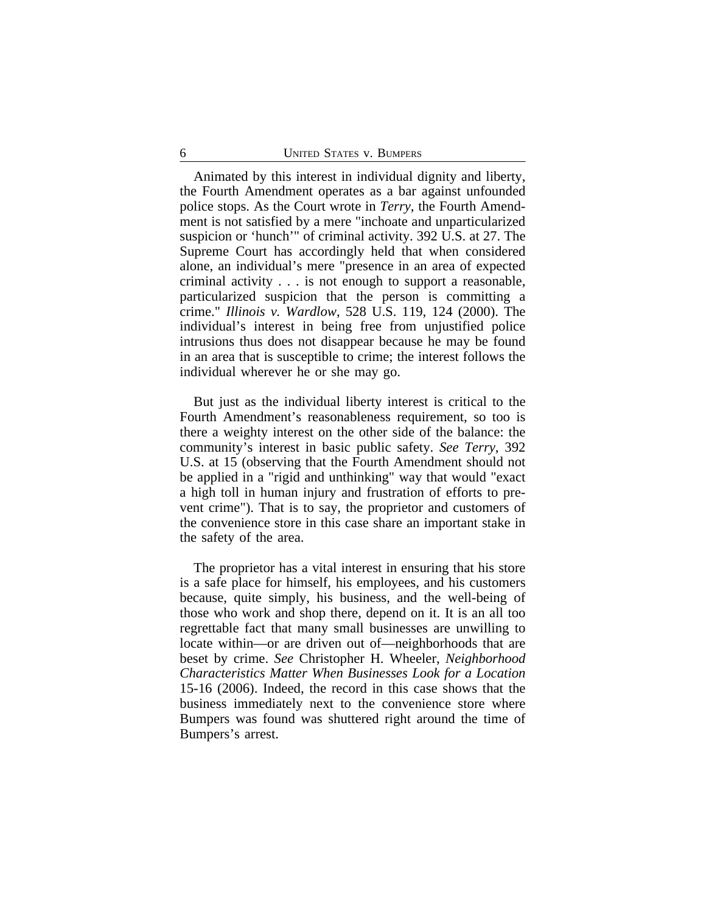Animated by this interest in individual dignity and liberty, the Fourth Amendment operates as a bar against unfounded police stops. As the Court wrote in *Terry*, the Fourth Amendment is not satisfied by a mere "inchoate and unparticularized suspicion or 'hunch'" of criminal activity. 392 U.S. at 27. The Supreme Court has accordingly held that when considered alone, an individual's mere "presence in an area of expected criminal activity . . . is not enough to support a reasonable, particularized suspicion that the person is committing a crime." *Illinois v. Wardlow*, 528 U.S. 119, 124 (2000). The individual's interest in being free from unjustified police intrusions thus does not disappear because he may be found in an area that is susceptible to crime; the interest follows the individual wherever he or she may go.

But just as the individual liberty interest is critical to the Fourth Amendment's reasonableness requirement, so too is there a weighty interest on the other side of the balance: the community's interest in basic public safety. *See Terry*, 392 U.S. at 15 (observing that the Fourth Amendment should not be applied in a "rigid and unthinking" way that would "exact a high toll in human injury and frustration of efforts to prevent crime"). That is to say, the proprietor and customers of the convenience store in this case share an important stake in the safety of the area.

The proprietor has a vital interest in ensuring that his store is a safe place for himself, his employees, and his customers because, quite simply, his business, and the well-being of those who work and shop there, depend on it. It is an all too regrettable fact that many small businesses are unwilling to locate within—or are driven out of—neighborhoods that are beset by crime. *See* Christopher H. Wheeler, *Neighborhood Characteristics Matter When Businesses Look for a Location* 15-16 (2006). Indeed, the record in this case shows that the business immediately next to the convenience store where Bumpers was found was shuttered right around the time of Bumpers's arrest.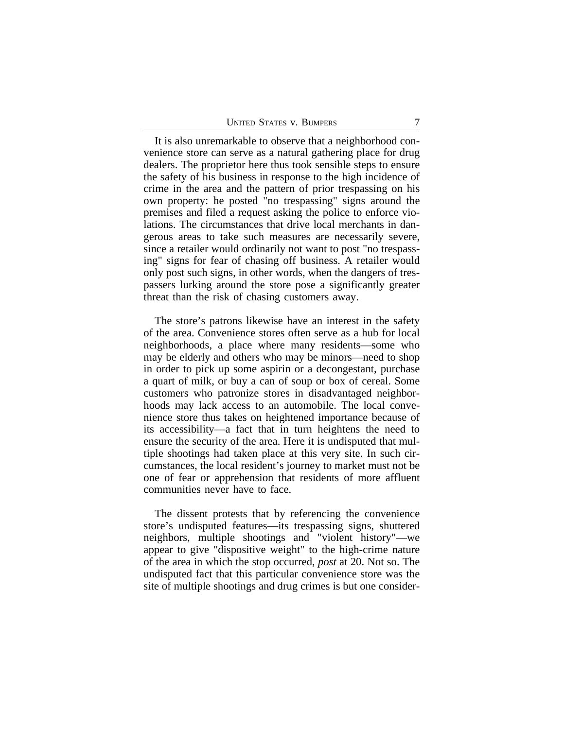It is also unremarkable to observe that a neighborhood convenience store can serve as a natural gathering place for drug dealers. The proprietor here thus took sensible steps to ensure the safety of his business in response to the high incidence of crime in the area and the pattern of prior trespassing on his own property: he posted "no trespassing" signs around the premises and filed a request asking the police to enforce violations. The circumstances that drive local merchants in dangerous areas to take such measures are necessarily severe, since a retailer would ordinarily not want to post "no trespassing" signs for fear of chasing off business. A retailer would only post such signs, in other words, when the dangers of trespassers lurking around the store pose a significantly greater threat than the risk of chasing customers away.

The store's patrons likewise have an interest in the safety of the area. Convenience stores often serve as a hub for local neighborhoods, a place where many residents—some who may be elderly and others who may be minors—need to shop in order to pick up some aspirin or a decongestant, purchase a quart of milk, or buy a can of soup or box of cereal. Some customers who patronize stores in disadvantaged neighborhoods may lack access to an automobile. The local convenience store thus takes on heightened importance because of its accessibility—a fact that in turn heightens the need to ensure the security of the area. Here it is undisputed that multiple shootings had taken place at this very site. In such circumstances, the local resident's journey to market must not be one of fear or apprehension that residents of more affluent communities never have to face.

The dissent protests that by referencing the convenience store's undisputed features—its trespassing signs, shuttered neighbors, multiple shootings and "violent history"—we appear to give "dispositive weight" to the high-crime nature of the area in which the stop occurred, *post* at 20. Not so. The undisputed fact that this particular convenience store was the site of multiple shootings and drug crimes is but one consider-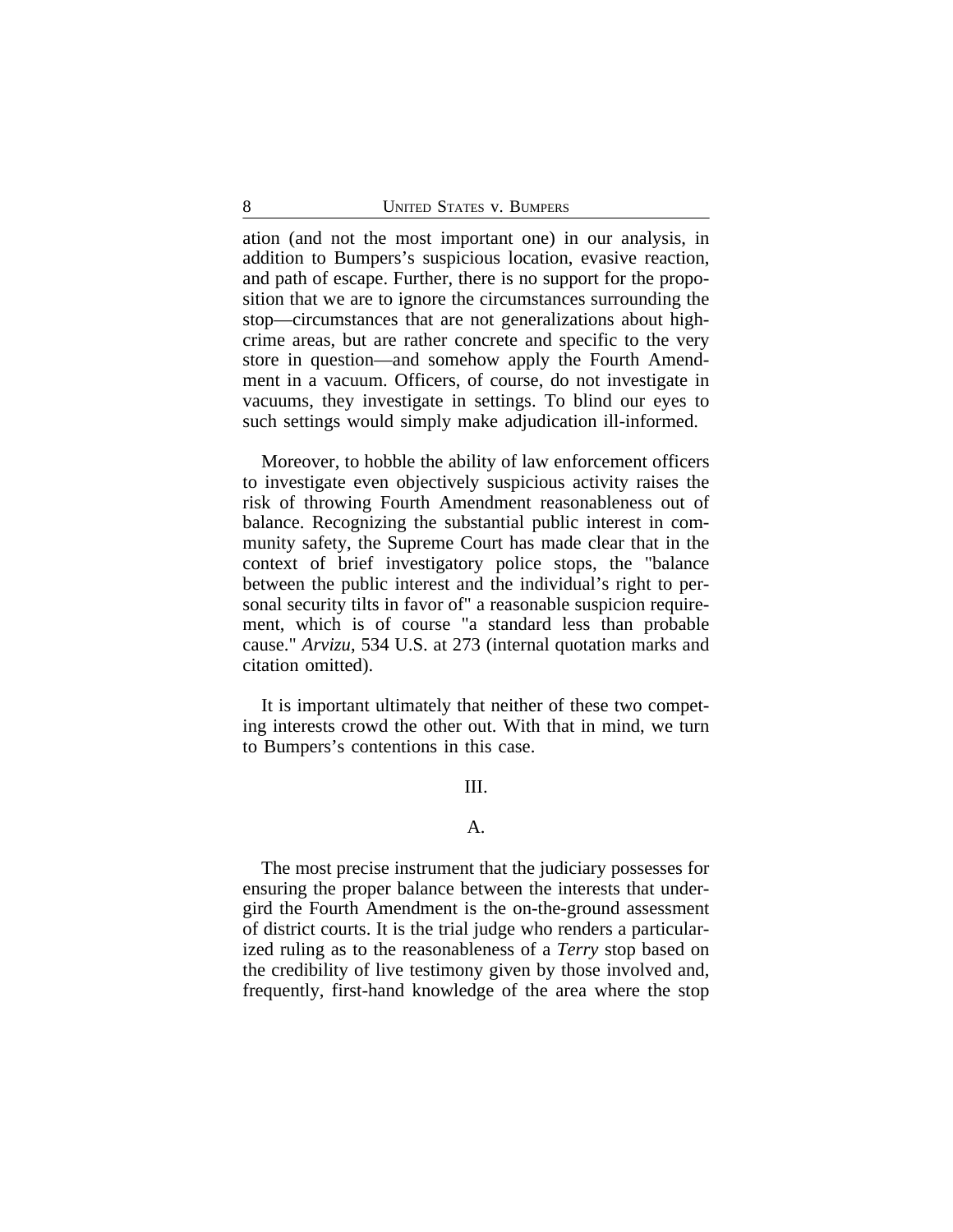ation (and not the most important one) in our analysis, in addition to Bumpers's suspicious location, evasive reaction, and path of escape. Further, there is no support for the proposition that we are to ignore the circumstances surrounding the stop—circumstances that are not generalizations about high-crime areas, but are rather concrete and specific to the very store in question—and somehow apply the Fourth Amendment in a vacuum. Officers, of course, do not investigate in vacuums, they investigate in settings. To blind our eyes to such settings would simply make adjudication ill-informed.

Moreover, to hobble the ability of law enforcement officers to investigate even objectively suspicious activity raises the risk of throwing Fourth Amendment reasonableness out of balance. Recognizing the substantial public interest in community safety, the Supreme Court has made clear that in the context of brief investigatory police stops, the "balance between the public interest and the individual's right to personal security tilts in favor of" a reasonable suspicion requirement, which is of course "a standard less than probable cause." *Arvizu*, 534 U.S. at 273 (internal quotation marks and citation omitted).

It is important ultimately that neither of these two competing interests crowd the other out. With that in mind, we turn to Bumpers's contentions in this case.

## III.

### A.

The most precise instrument that the judiciary possesses for ensuring the proper balance between the interests that undergird the Fourth Amendment is the on-the-ground assessment of district courts. It is the trial judge who renders a particularized ruling as to the reasonableness of a *Terry* stop based on the credibility of live testimony given by those involved and, frequently, first-hand knowledge of the area where the stop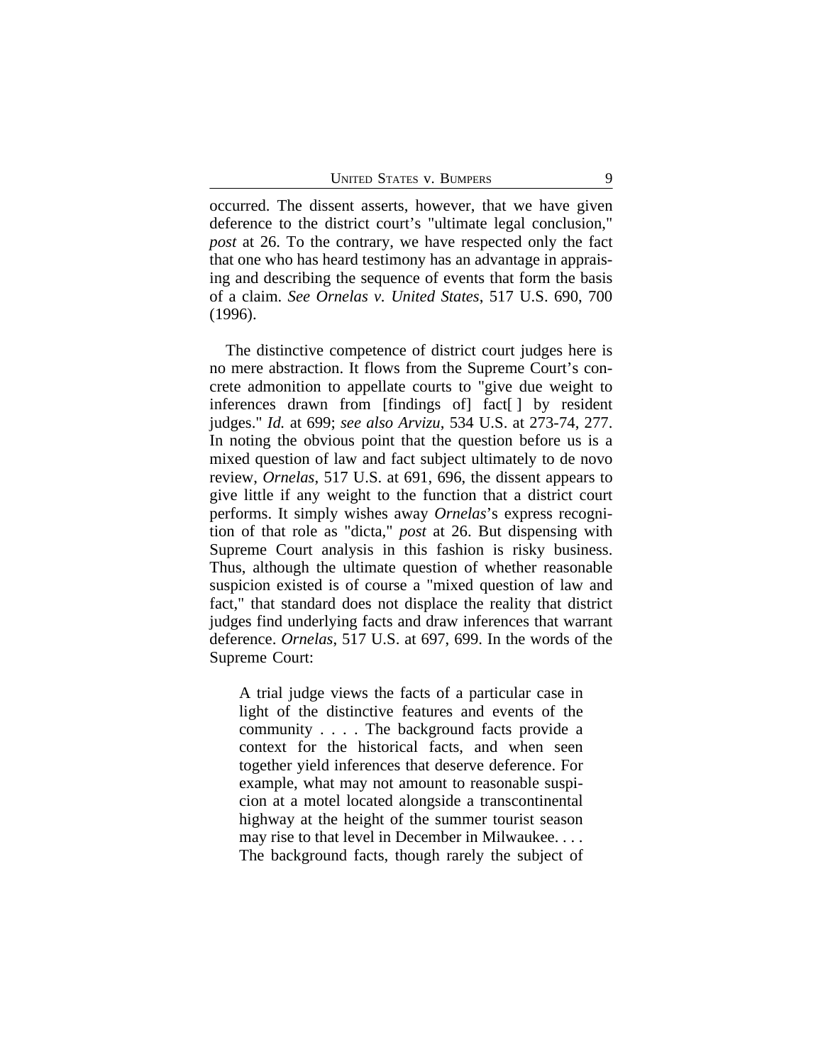occurred. The dissent asserts, however, that we have given deference to the district court's "ultimate legal conclusion," *post* at 26. To the contrary, we have respected only the fact that one who has heard testimony has an advantage in appraising and describing the sequence of events that form the basis of a claim. *See Ornelas v. United States*, 517 U.S. 690, 700 (1996).

The distinctive competence of district court judges here is no mere abstraction. It flows from the Supreme Court's concrete admonition to appellate courts to "give due weight to inferences drawn from [findings of] fact[ ] by resident judges." *Id.* at 699; *see also Arvizu*, 534 U.S. at 273-74, 277. In noting the obvious point that the question before us is a mixed question of law and fact subject ultimately to de novo review, *Ornelas*, 517 U.S. at 691, 696, the dissent appears to give little if any weight to the function that a district court performs. It simply wishes away *Ornelas*'s express recognition of that role as "dicta," *post* at 26. But dispensing with Supreme Court analysis in this fashion is risky business. Thus, although the ultimate question of whether reasonable suspicion existed is of course a "mixed question of law and fact," that standard does not displace the reality that district judges find underlying facts and draw inferences that warrant deference. *Ornelas*, 517 U.S. at 697, 699. In the words of the Supreme Court:

> A trial judge views the facts of a particular case in light of the distinctive features and events of the community . . . . The background facts provide a context for the historical facts, and when seen together yield inferences that deserve deference. For example, what may not amount to reasonable suspicion at a motel located alongside a transcontinental highway at the height of the summer tourist season may rise to that level in December in Milwaukee. . . . The background facts, though rarely the subject of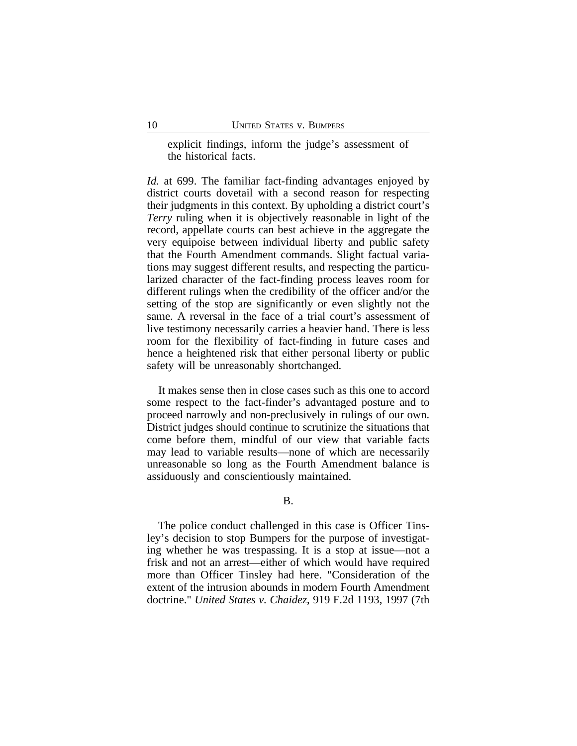> explicit findings, inform the judge's assessment of the historical facts.

*Id.* at 699. The familiar fact-finding advantages enjoyed by district courts dovetail with a second reason for respecting their judgments in this context. By upholding a district court's *Terry* ruling when it is objectively reasonable in light of the record, appellate courts can best achieve in the aggregate the very equipoise between individual liberty and public safety that the Fourth Amendment commands. Slight factual variations may suggest different results, and respecting the particularized character of the fact-finding process leaves room for different rulings when the credibility of the officer and/or the setting of the stop are significantly or even slightly not the same. A reversal in the face of a trial court's assessment of live testimony necessarily carries a heavier hand. There is less room for the flexibility of fact-finding in future cases and hence a heightened risk that either personal liberty or public safety will be unreasonably shortchanged.

It makes sense then in close cases such as this one to accord some respect to the fact-finder's advantaged posture and to proceed narrowly and non-preclusively in rulings of our own. District judges should continue to scrutinize the situations that come before them, mindful of our view that variable facts may lead to variable results—none of which are necessarily unreasonable so long as the Fourth Amendment balance is assiduously and conscientiously maintained.

B.

The police conduct challenged in this case is Officer Tinsley's decision to stop Bumpers for the purpose of investigating whether he was trespassing. It is a stop at issue—not a frisk and not an arrest—either of which would have required more than Officer Tinsley had here. "Consideration of the extent of the intrusion abounds in modern Fourth Amendment doctrine." *United States v. Chaidez*, 919 F.2d 1193, 1997 (7th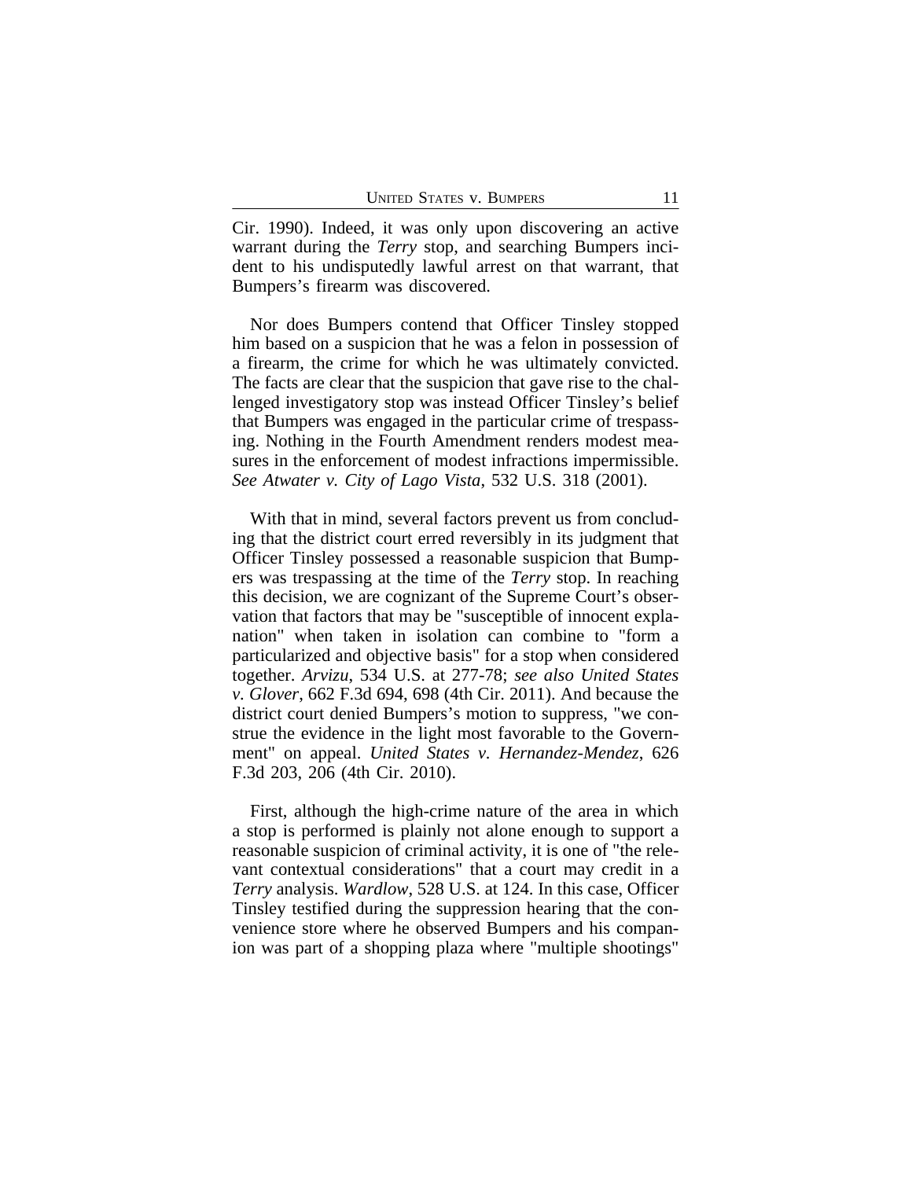Cir. 1990). Indeed, it was only upon discovering an active warrant during the *Terry* stop, and searching Bumpers incident to his undisputedly lawful arrest on that warrant, that Bumpers's firearm was discovered.

Nor does Bumpers contend that Officer Tinsley stopped him based on a suspicion that he was a felon in possession of a firearm, the crime for which he was ultimately convicted. The facts are clear that the suspicion that gave rise to the challenged investigatory stop was instead Officer Tinsley's belief that Bumpers was engaged in the particular crime of trespassing. Nothing in the Fourth Amendment renders modest measures in the enforcement of modest infractions impermissible. *See Atwater v. City of Lago Vista*, 532 U.S. 318 (2001).

With that in mind, several factors prevent us from concluding that the district court erred reversibly in its judgment that Officer Tinsley possessed a reasonable suspicion that Bumpers was trespassing at the time of the *Terry* stop. In reaching this decision, we are cognizant of the Supreme Court's observation that factors that may be "susceptible of innocent explanation" when taken in isolation can combine to "form a particularized and objective basis" for a stop when considered together. *Arvizu*, 534 U.S. at 277-78; *see also United States v. Glover*, 662 F.3d 694, 698 (4th Cir. 2011). And because the district court denied Bumpers's motion to suppress, "we construe the evidence in the light most favorable to the Government" on appeal. *United States v. Hernandez-Mendez*, 626 F.3d 203, 206 (4th Cir. 2010).

First, although the high-crime nature of the area in which a stop is performed is plainly not alone enough to support a reasonable suspicion of criminal activity, it is one of "the relevant contextual considerations" that a court may credit in a *Terry* analysis. *Wardlow*, 528 U.S. at 124. In this case, Officer Tinsley testified during the suppression hearing that the convenience store where he observed Bumpers and his companion was part of a shopping plaza where "multiple shootings"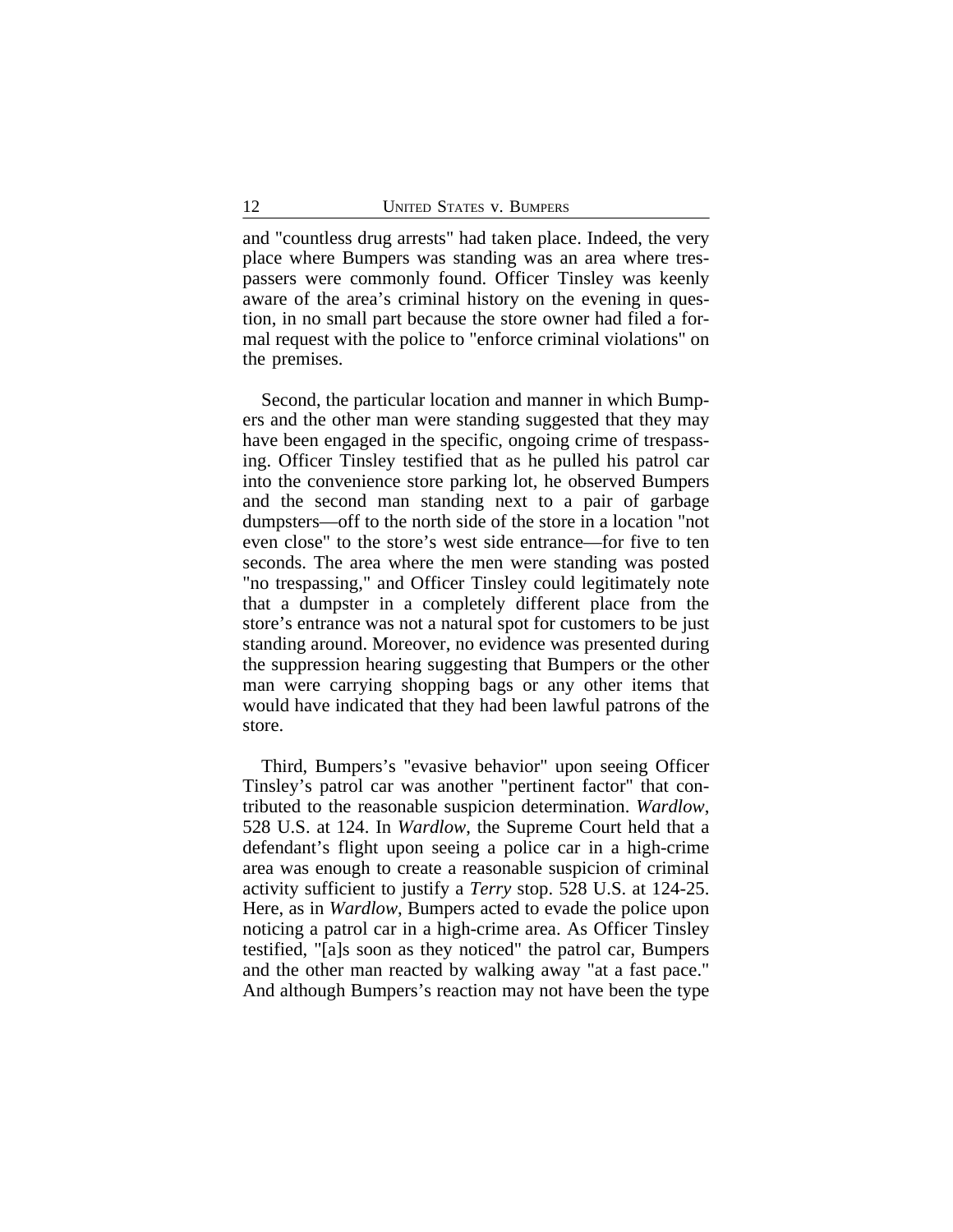and "countless drug arrests" had taken place. Indeed, the very place where Bumpers was standing was an area where trespassers were commonly found. Officer Tinsley was keenly aware of the area's criminal history on the evening in question, in no small part because the store owner had filed a formal request with the police to "enforce criminal violations" on the premises.

Second, the particular location and manner in which Bumpers and the other man were standing suggested that they may have been engaged in the specific, ongoing crime of trespassing. Officer Tinsley testified that as he pulled his patrol car into the convenience store parking lot, he observed Bumpers and the second man standing next to a pair of garbage dumpsters—off to the north side of the store in a location "not even close" to the store's west side entrance—for five to ten seconds. The area where the men were standing was posted "no trespassing," and Officer Tinsley could legitimately note that a dumpster in a completely different place from the store's entrance was not a natural spot for customers to be just standing around. Moreover, no evidence was presented during the suppression hearing suggesting that Bumpers or the other man were carrying shopping bags or any other items that would have indicated that they had been lawful patrons of the store.

Third, Bumpers's "evasive behavior" upon seeing Officer Tinsley's patrol car was another "pertinent factor" that contributed to the reasonable suspicion determination. *Wardlow*, 528 U.S. at 124. In *Wardlow*, the Supreme Court held that a defendant's flight upon seeing a police car in a high-crime area was enough to create a reasonable suspicion of criminal activity sufficient to justify a *Terry* stop. 528 U.S. at 124-25. Here, as in *Wardlow*, Bumpers acted to evade the police upon noticing a patrol car in a high-crime area. As Officer Tinsley testified, "[a]s soon as they noticed" the patrol car, Bumpers and the other man reacted by walking away "at a fast pace." And although Bumpers's reaction may not have been the type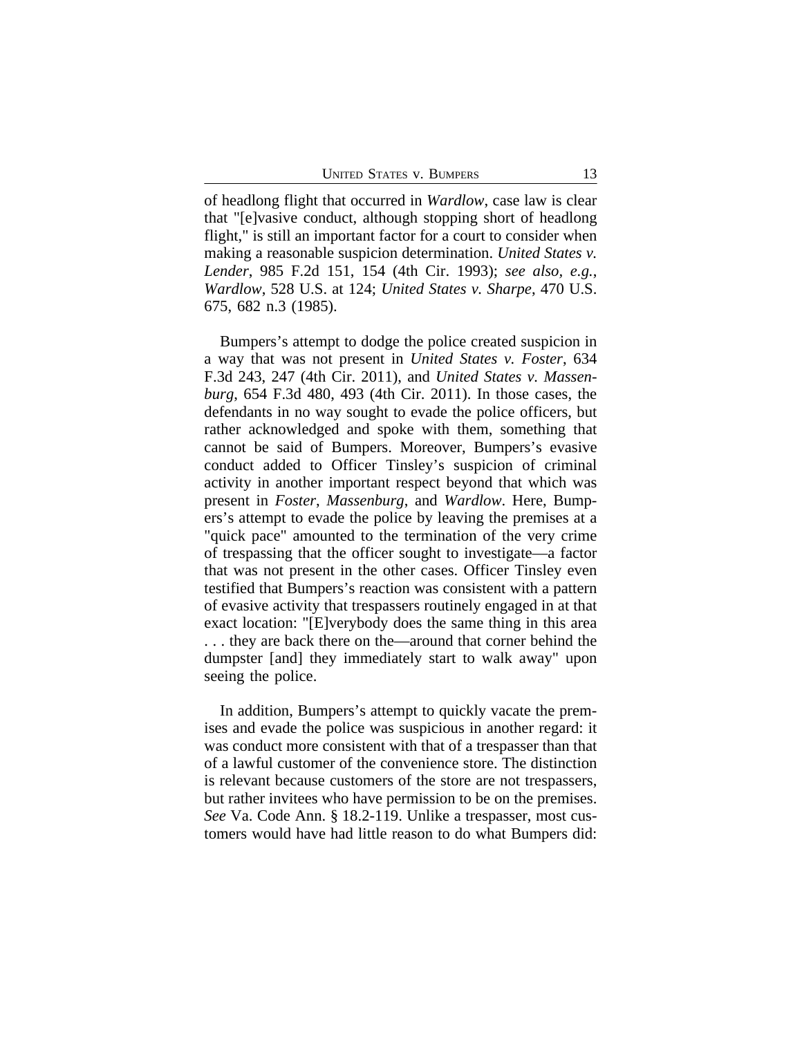of headlong flight that occurred in *Wardlow*, case law is clear that "[e]vasive conduct, although stopping short of headlong flight," is still an important factor for a court to consider when making a reasonable suspicion determination. *United States v. Lender*, 985 F.2d 151, 154 (4th Cir. 1993); *see also, e.g.*, *Wardlow*, 528 U.S. at 124; *United States v. Sharpe*, 470 U.S. 675, 682 n.3 (1985).

Bumpers's attempt to dodge the police created suspicion in a way that was not present in *United States v. Foster*, 634 F.3d 243, 247 (4th Cir. 2011), and *United States v. Massenburg*, 654 F.3d 480, 493 (4th Cir. 2011). In those cases, the defendants in no way sought to evade the police officers, but rather acknowledged and spoke with them, something that cannot be said of Bumpers. Moreover, Bumpers's evasive conduct added to Officer Tinsley's suspicion of criminal activity in another important respect beyond that which was present in *Foster*, *Massenburg*, and *Wardlow*. Here, Bumpers's attempt to evade the police by leaving the premises at a "quick pace" amounted to the termination of the very crime of trespassing that the officer sought to investigate—a factor that was not present in the other cases. Officer Tinsley even testified that Bumpers's reaction was consistent with a pattern of evasive activity that trespassers routinely engaged in at that exact location: "[E]verybody does the same thing in this area . . . they are back there on the—around that corner behind the dumpster [and] they immediately start to walk away" upon seeing the police.

In addition, Bumpers's attempt to quickly vacate the premises and evade the police was suspicious in another regard: it was conduct more consistent with that of a trespasser than that of a lawful customer of the convenience store. The distinction is relevant because customers of the store are not trespassers, but rather invitees who have permission to be on the premises. *See* Va. Code Ann. § 18.2-119. Unlike a trespasser, most customers would have had little reason to do what Bumpers did: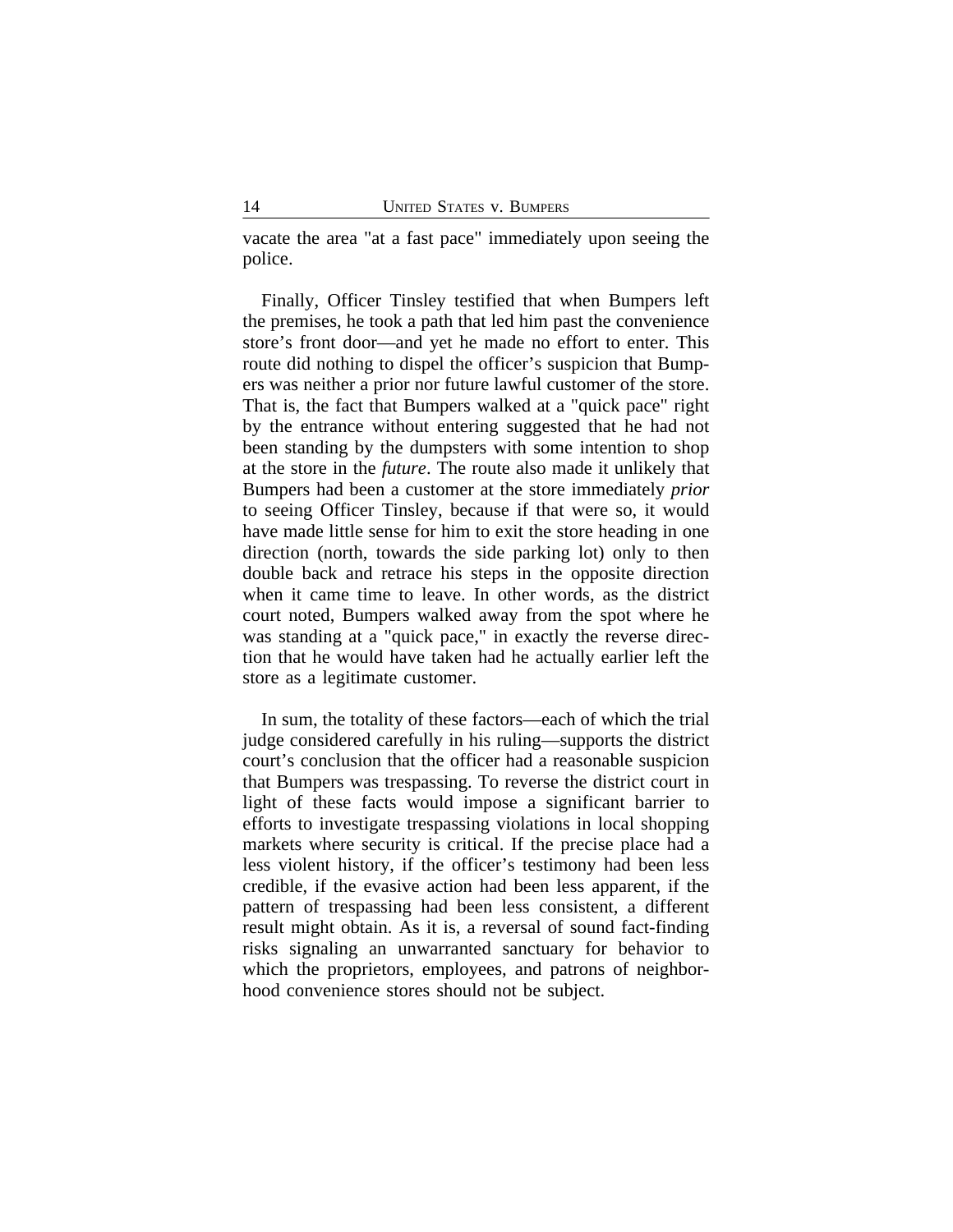vacate the area "at a fast pace" immediately upon seeing the police.

Finally, Officer Tinsley testified that when Bumpers left the premises, he took a path that led him past the convenience store's front door—and yet he made no effort to enter. This route did nothing to dispel the officer's suspicion that Bumpers was neither a prior nor future lawful customer of the store. That is, the fact that Bumpers walked at a "quick pace" right by the entrance without entering suggested that he had not been standing by the dumpsters with some intention to shop at the store in the *future*. The route also made it unlikely that Bumpers had been a customer at the store immediately *prior* to seeing Officer Tinsley, because if that were so, it would have made little sense for him to exit the store heading in one direction (north, towards the side parking lot) only to then double back and retrace his steps in the opposite direction when it came time to leave. In other words, as the district court noted, Bumpers walked away from the spot where he was standing at a "quick pace," in exactly the reverse direction that he would have taken had he actually earlier left the store as a legitimate customer.

In sum, the totality of these factors—each of which the trial judge considered carefully in his ruling—supports the district court's conclusion that the officer had a reasonable suspicion that Bumpers was trespassing. To reverse the district court in light of these facts would impose a significant barrier to efforts to investigate trespassing violations in local shopping markets where security is critical. If the precise place had a less violent history, if the officer's testimony had been less credible, if the evasive action had been less apparent, if the pattern of trespassing had been less consistent, a different result might obtain. As it is, a reversal of sound fact-finding risks signaling an unwarranted sanctuary for behavior to which the proprietors, employees, and patrons of neighborhood convenience stores should not be subject.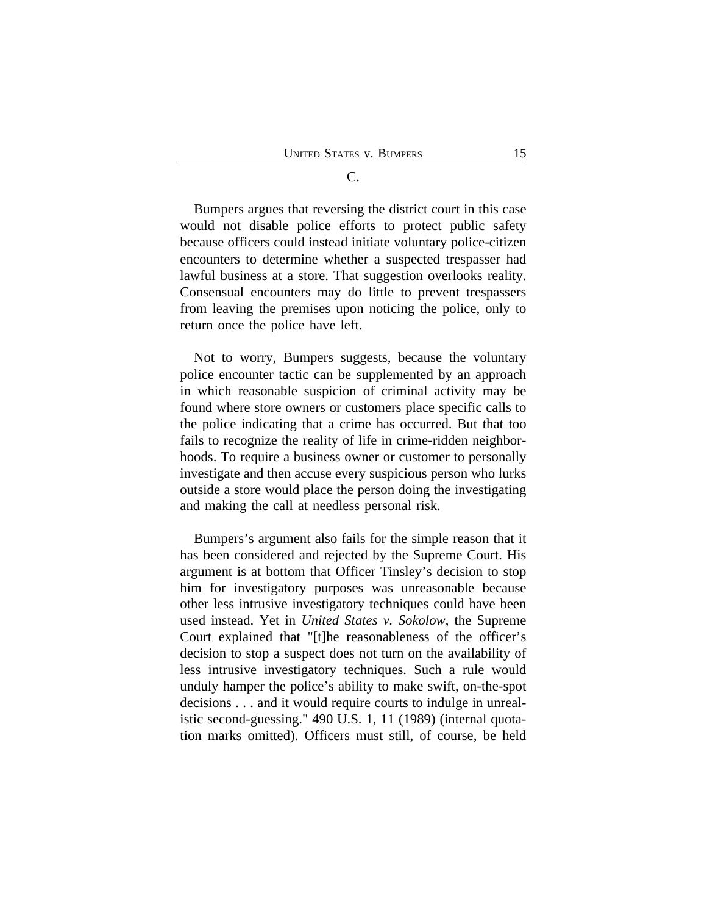### C.

Bumpers argues that reversing the district court in this case would not disable police efforts to protect public safety because officers could instead initiate voluntary police-citizen encounters to determine whether a suspected trespasser had lawful business at a store. That suggestion overlooks reality. Consensual encounters may do little to prevent trespassers from leaving the premises upon noticing the police, only to return once the police have left.

Not to worry, Bumpers suggests, because the voluntary police encounter tactic can be supplemented by an approach in which reasonable suspicion of criminal activity may be found where store owners or customers place specific calls to the police indicating that a crime has occurred. But that too fails to recognize the reality of life in crime-ridden neighborhoods. To require a business owner or customer to personally investigate and then accuse every suspicious person who lurks outside a store would place the person doing the investigating and making the call at needless personal risk.

Bumpers's argument also fails for the simple reason that it has been considered and rejected by the Supreme Court. His argument is at bottom that Officer Tinsley's decision to stop him for investigatory purposes was unreasonable because other less intrusive investigatory techniques could have been used instead. Yet in *United States v. Sokolow*, the Supreme Court explained that "[t]he reasonableness of the officer's decision to stop a suspect does not turn on the availability of less intrusive investigatory techniques. Such a rule would unduly hamper the police's ability to make swift, on-the-spot decisions . . . and it would require courts to indulge in unrealistic second-guessing." 490 U.S. 1, 11 (1989) (internal quotation marks omitted). Officers must still, of course, be held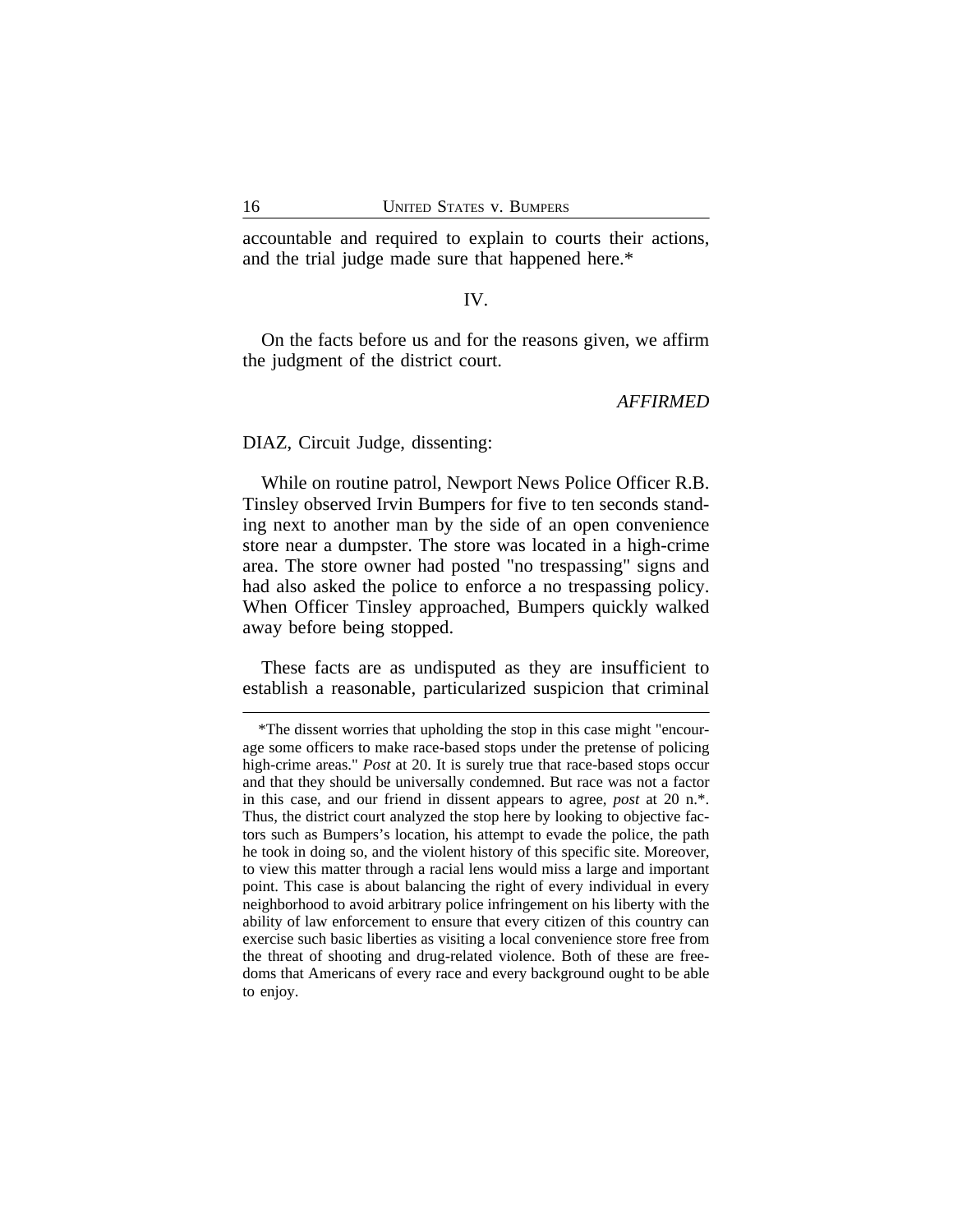accountable and required to explain to courts their actions, and the trial judge made sure that happened here.*

IV.

On the facts before us and for the reasons given, we affirm the judgment of the district court.

*AFFIRMED*

DIAZ, Circuit Judge, dissenting:

While on routine patrol, Newport News Police Officer R.B. Tinsley observed Irvin Bumpers for five to ten seconds standing next to another man by the side of an open convenience store near a dumpster. The store was located in a high-crime area. The store owner had posted "no trespassing" signs and had also asked the police to enforce a no trespassing policy. When Officer Tinsley approached, Bumpers quickly walked away before being stopped.

These facts are as undisputed as they are insufficient to establish a reasonable, particularized suspicion that criminal

*The dissent worries that upholding the stop in this case might "encourage some officers to make race-based stops under the pretense of policing high-crime areas." *Post* at 20. It is surely true that race-based stops occur and that they should be universally condemned. But race was not a factor in this case, and our friend in dissent appears to agree, *post* at 20 n.*. Thus, the district court analyzed the stop here by looking to objective factors such as Bumpers's location, his attempt to evade the police, the path he took in doing so, and the violent history of this specific site. Moreover, to view this matter through a racial lens would miss a large and important point. This case is about balancing the right of every individual in every neighborhood to avoid arbitrary police infringement on his liberty with the ability of law enforcement to ensure that every citizen of this country can exercise such basic liberties as visiting a local convenience store free from the threat of shooting and drug-related violence. Both of these are freedoms that Americans of every race and every background ought to be able to enjoy.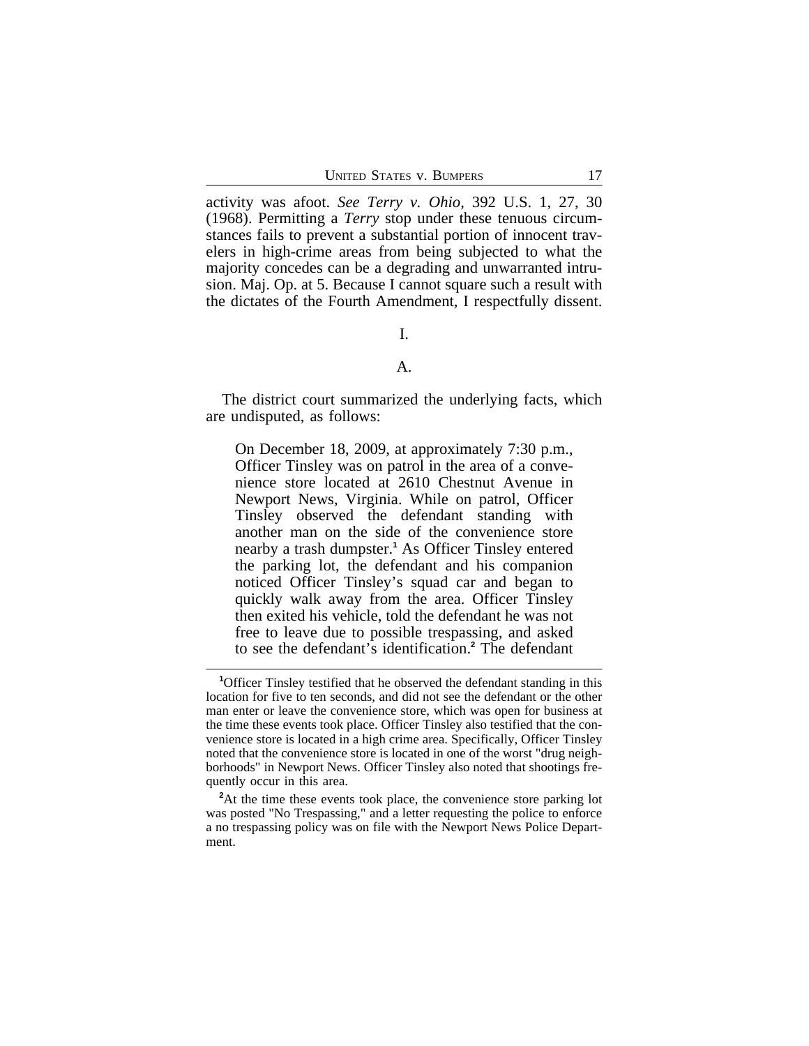activity was afoot. *See Terry v. Ohio*, 392 U.S. 1, 27, 30 (1968). Permitting a *Terry* stop under these tenuous circumstances fails to prevent a substantial portion of innocent travelers in high-crime areas from being subjected to what the majority concedes can be a degrading and unwarranted intrusion. Maj. Op. at 5. Because I cannot square such a result with the dictates of the Fourth Amendment, I respectfully dissent.

I.

A.

The district court summarized the underlying facts, which are undisputed, as follows:

> On December 18, 2009, at approximately 7:30 p.m., Officer Tinsley was on patrol in the area of a convenience store located at 2610 Chestnut Avenue in Newport News, Virginia. While on patrol, Officer Tinsley observed the defendant standing with another man on the side of the convenience store nearby a trash dumpster.[1] As Officer Tinsley entered the parking lot, the defendant and his companion noticed Officer Tinsley's squad car and began to quickly walk away from the area. Officer Tinsley then exited his vehicle, told the defendant he was not free to leave due to possible trespassing, and asked to see the defendant's identification.[2] The defendant

[1]Officer Tinsley testified that he observed the defendant standing in this location for five to ten seconds, and did not see the defendant or the other man enter or leave the convenience store, which was open for business at the time these events took place. Officer Tinsley also testified that the convenience store is located in a high crime area. Specifically, Officer Tinsley noted that the convenience store is located in one of the worst "drug neighborhoods" in Newport News. Officer Tinsley also noted that shootings frequently occur in this area.

[2]At the time these events took place, the convenience store parking lot was posted "No Trespassing," and a letter requesting the police to enforce a no trespassing policy was on file with the Newport News Police Department.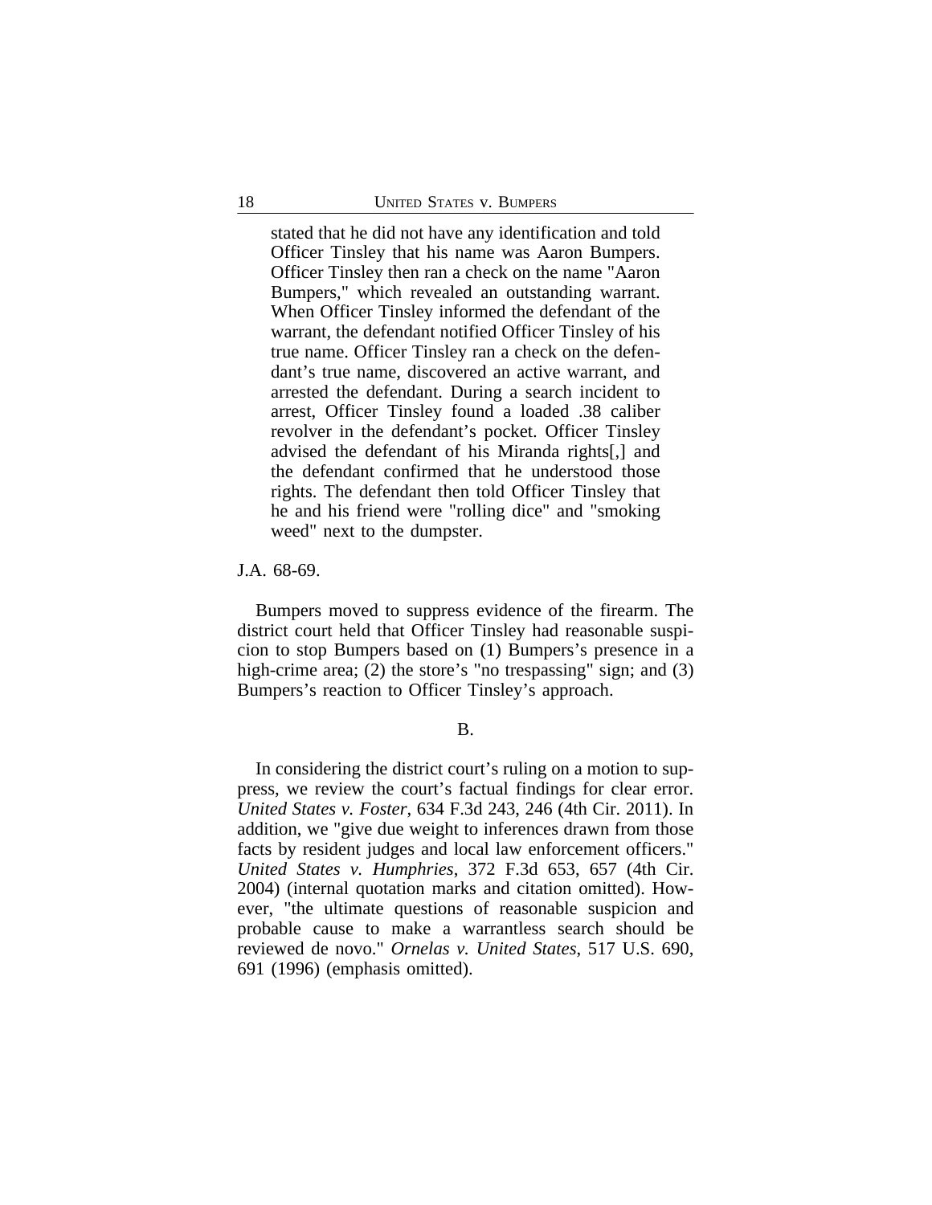> stated that he did not have any identification and told Officer Tinsley that his name was Aaron Bumpers. Officer Tinsley then ran a check on the name "Aaron Bumpers," which revealed an outstanding warrant. When Officer Tinsley informed the defendant of the warrant, the defendant notified Officer Tinsley of his true name. Officer Tinsley ran a check on the defendant's true name, discovered an active warrant, and arrested the defendant. During a search incident to arrest, Officer Tinsley found a loaded .38 caliber revolver in the defendant's pocket. Officer Tinsley advised the defendant of his Miranda rights[,] and the defendant confirmed that he understood those rights. The defendant then told Officer Tinsley that he and his friend were "rolling dice" and "smoking weed" next to the dumpster.

J.A. 68-69.

Bumpers moved to suppress evidence of the firearm. The district court held that Officer Tinsley had reasonable suspicion to stop Bumpers based on (1) Bumpers's presence in a high-crime area; (2) the store's "no trespassing" sign; and (3) Bumpers's reaction to Officer Tinsley's approach.

B.

In considering the district court's ruling on a motion to suppress, we review the court's factual findings for clear error. *United States v. Foster*, 634 F.3d 243, 246 (4th Cir. 2011). In addition, we "give due weight to inferences drawn from those facts by resident judges and local law enforcement officers." *United States v. Humphries*, 372 F.3d 653, 657 (4th Cir. 2004) (internal quotation marks and citation omitted). However, "the ultimate questions of reasonable suspicion and probable cause to make a warrantless search should be reviewed de novo." *Ornelas v. United States*, 517 U.S. 690, 691 (1996) (emphasis omitted).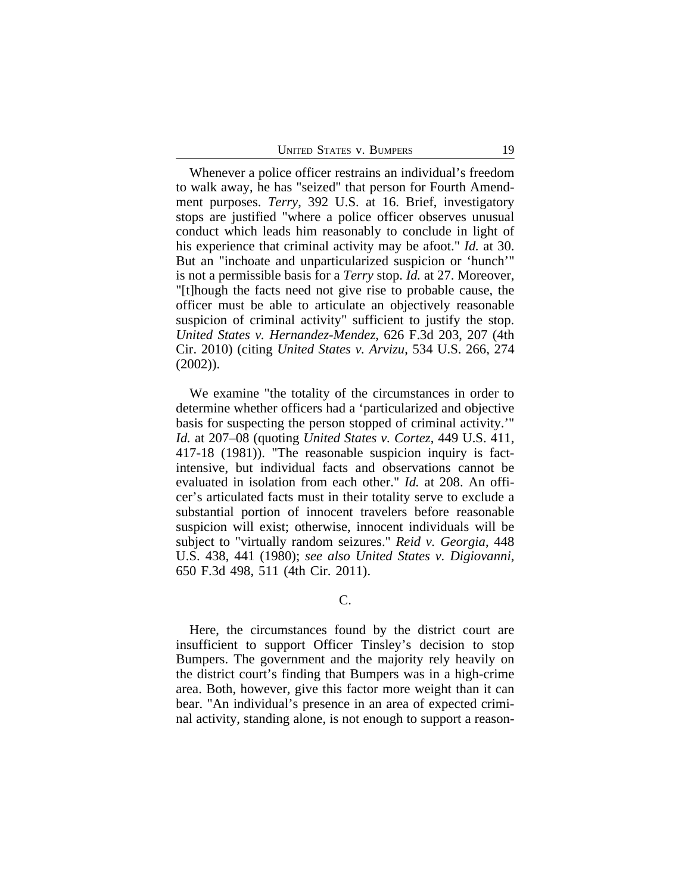Whenever a police officer restrains an individual's freedom to walk away, he has "seized" that person for Fourth Amendment purposes. *Terry*, 392 U.S. at 16. Brief, investigatory stops are justified "where a police officer observes unusual conduct which leads him reasonably to conclude in light of his experience that criminal activity may be afoot." *Id.* at 30. But an "inchoate and unparticularized suspicion or 'hunch'" is not a permissible basis for a *Terry* stop. *Id.* at 27. Moreover, "[t]hough the facts need not give rise to probable cause, the officer must be able to articulate an objectively reasonable suspicion of criminal activity" sufficient to justify the stop. *United States v. Hernandez-Mendez*, 626 F.3d 203, 207 (4th Cir. 2010) (citing *United States v. Arvizu*, 534 U.S. 266, 274 (2002)).

We examine "the totality of the circumstances in order to determine whether officers had a 'particularized and objective basis for suspecting the person stopped of criminal activity.'" *Id.* at 207–08 (quoting *United States v. Cortez*, 449 U.S. 411, 417-18 (1981)). "The reasonable suspicion inquiry is fact-intensive, but individual facts and observations cannot be evaluated in isolation from each other." *Id.* at 208. An officer's articulated facts must in their totality serve to exclude a substantial portion of innocent travelers before reasonable suspicion will exist; otherwise, innocent individuals will be subject to "virtually random seizures." *Reid v. Georgia*, 448 U.S. 438, 441 (1980); *see also United States v. Digiovanni*, 650 F.3d 498, 511 (4th Cir. 2011).

C.

Here, the circumstances found by the district court are insufficient to support Officer Tinsley's decision to stop Bumpers. The government and the majority rely heavily on the district court's finding that Bumpers was in a high-crime area. Both, however, give this factor more weight than it can bear. "An individual's presence in an area of expected criminal activity, standing alone, is not enough to support a reason-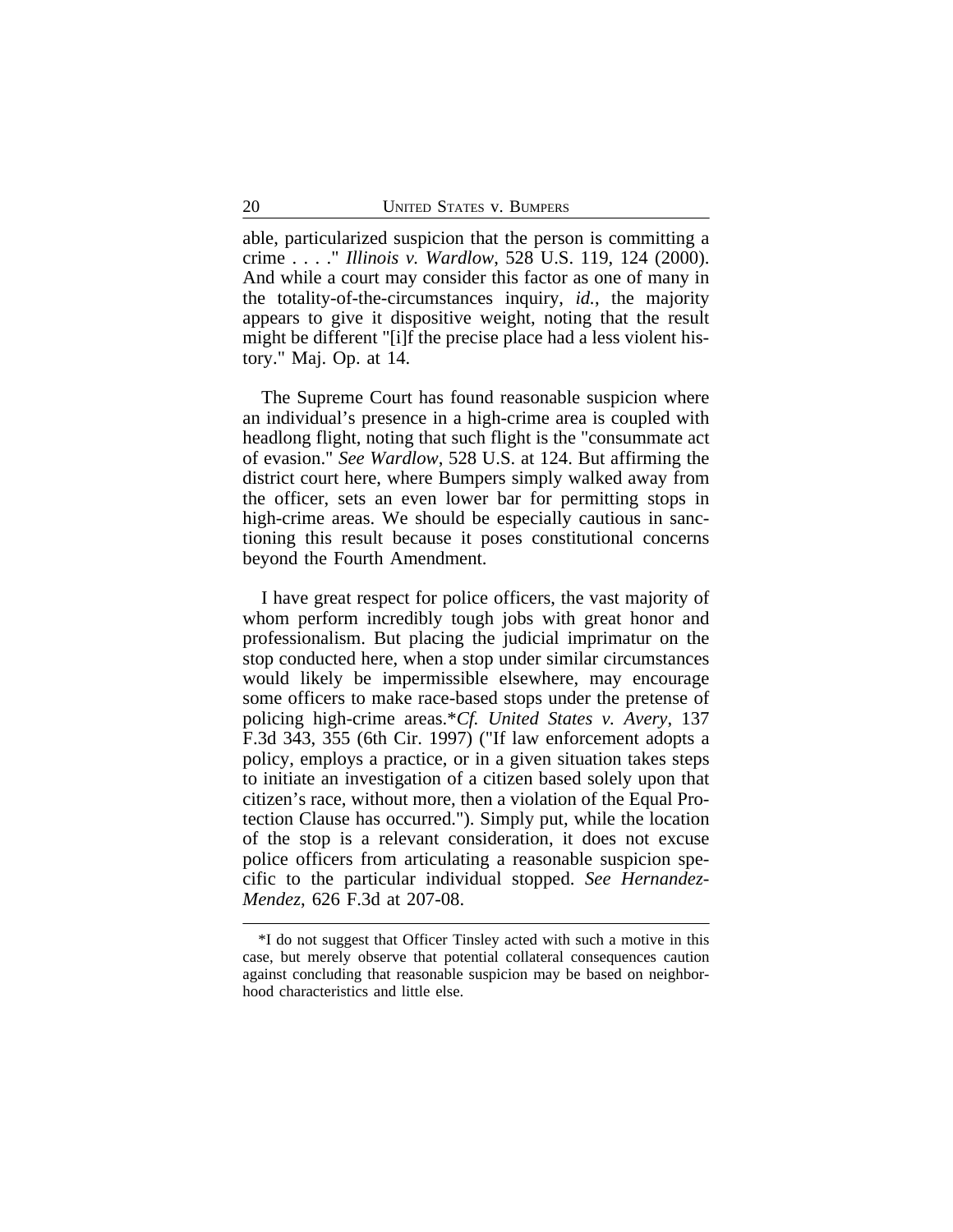able, particularized suspicion that the person is committing a crime . . . ." *Illinois v. Wardlow*, 528 U.S. 119, 124 (2000). And while a court may consider this factor as one of many in the totality-of-the-circumstances inquiry, *id.*, the majority appears to give it dispositive weight, noting that the result might be different "[i]f the precise place had a less violent history." Maj. Op. at 14.

The Supreme Court has found reasonable suspicion where an individual's presence in a high-crime area is coupled with headlong flight, noting that such flight is the "consummate act of evasion." *See Wardlow*, 528 U.S. at 124. But affirming the district court here, where Bumpers simply walked away from the officer, sets an even lower bar for permitting stops in high-crime areas. We should be especially cautious in sanctioning this result because it poses constitutional concerns beyond the Fourth Amendment.

I have great respect for police officers, the vast majority of whom perform incredibly tough jobs with great honor and professionalism. But placing the judicial imprimatur on the stop conducted here, when a stop under similar circumstances would likely be impermissible elsewhere, may encourage some officers to make race-based stops under the pretense of policing high-crime areas.* *Cf. United States v. Avery*, 137 F.3d 343, 355 (6th Cir. 1997) ("If law enforcement adopts a policy, employs a practice, or in a given situation takes steps to initiate an investigation of a citizen based solely upon that citizen's race, without more, then a violation of the Equal Protection Clause has occurred."). Simply put, while the location of the stop is a relevant consideration, it does not excuse police officers from articulating a reasonable suspicion specific to the particular individual stopped. *See Hernandez-Mendez*, 626 F.3d at 207-08.

---

*I do not suggest that Officer Tinsley acted with such a motive in this case, but merely observe that potential collateral consequences caution against concluding that reasonable suspicion may be based on neighborhood characteristics and little else.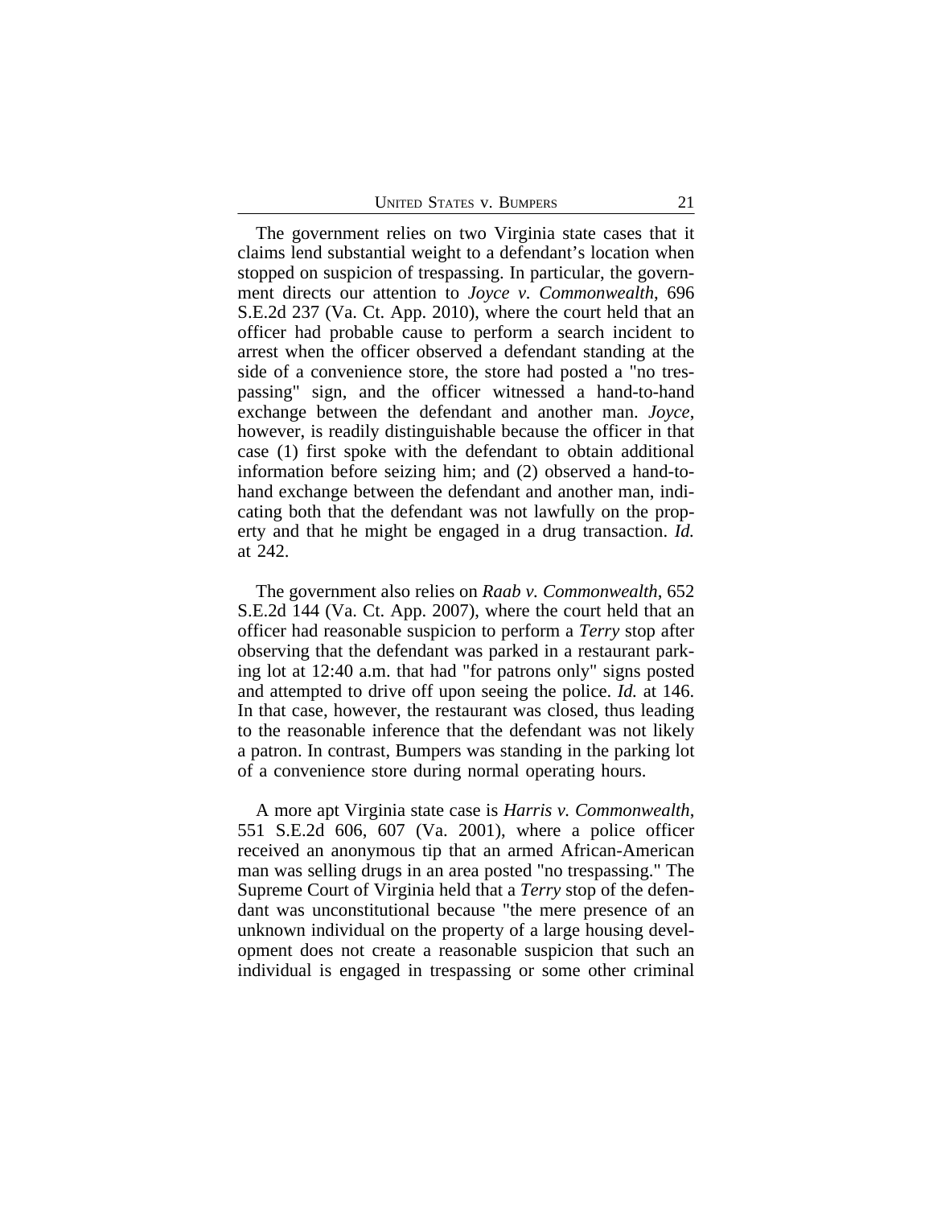The government relies on two Virginia state cases that it claims lend substantial weight to a defendant's location when stopped on suspicion of trespassing. In particular, the government directs our attention to *Joyce v. Commonwealth*, 696 S.E.2d 237 (Va. Ct. App. 2010), where the court held that an officer had probable cause to perform a search incident to arrest when the officer observed a defendant standing at the side of a convenience store, the store had posted a "no trespassing" sign, and the officer witnessed a hand-to-hand exchange between the defendant and another man. *Joyce*, however, is readily distinguishable because the officer in that case (1) first spoke with the defendant to obtain additional information before seizing him; and (2) observed a hand-to-hand exchange between the defendant and another man, indicating both that the defendant was not lawfully on the property and that he might be engaged in a drug transaction. *Id.* at 242.

The government also relies on *Raab v. Commonwealth*, 652 S.E.2d 144 (Va. Ct. App. 2007), where the court held that an officer had reasonable suspicion to perform a *Terry* stop after observing that the defendant was parked in a restaurant parking lot at 12:40 a.m. that had "for patrons only" signs posted and attempted to drive off upon seeing the police. *Id.* at 146. In that case, however, the restaurant was closed, thus leading to the reasonable inference that the defendant was not likely a patron. In contrast, Bumpers was standing in the parking lot of a convenience store during normal operating hours.

A more apt Virginia state case is *Harris v. Commonwealth*, 551 S.E.2d 606, 607 (Va. 2001), where a police officer received an anonymous tip that an armed African-American man was selling drugs in an area posted "no trespassing." The Supreme Court of Virginia held that a *Terry* stop of the defendant was unconstitutional because "the mere presence of an unknown individual on the property of a large housing development does not create a reasonable suspicion that such an individual is engaged in trespassing or some other criminal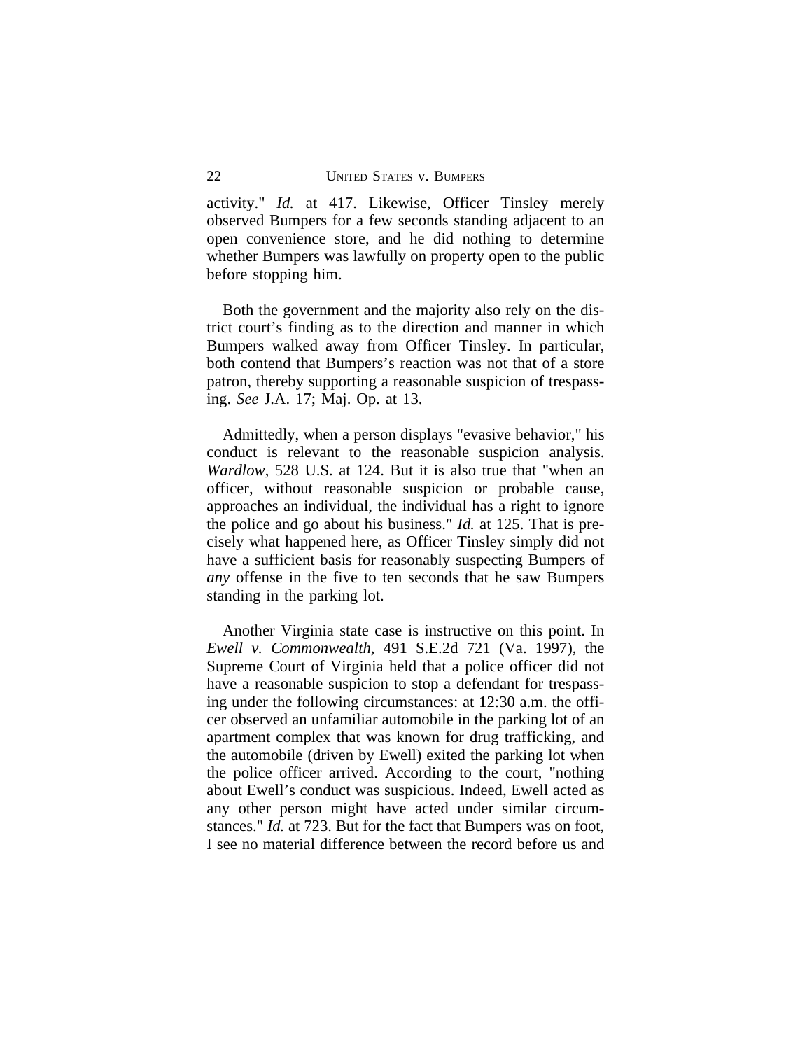activity." *Id.* at 417. Likewise, Officer Tinsley merely observed Bumpers for a few seconds standing adjacent to an open convenience store, and he did nothing to determine whether Bumpers was lawfully on property open to the public before stopping him.

Both the government and the majority also rely on the district court's finding as to the direction and manner in which Bumpers walked away from Officer Tinsley. In particular, both contend that Bumpers's reaction was not that of a store patron, thereby supporting a reasonable suspicion of trespassing. *See* J.A. 17; Maj. Op. at 13.

Admittedly, when a person displays "evasive behavior," his conduct is relevant to the reasonable suspicion analysis. *Wardlow*, 528 U.S. at 124. But it is also true that "when an officer, without reasonable suspicion or probable cause, approaches an individual, the individual has a right to ignore the police and go about his business." *Id.* at 125. That is precisely what happened here, as Officer Tinsley simply did not have a sufficient basis for reasonably suspecting Bumpers of *any* offense in the five to ten seconds that he saw Bumpers standing in the parking lot.

Another Virginia state case is instructive on this point. In *Ewell v. Commonwealth*, 491 S.E.2d 721 (Va. 1997), the Supreme Court of Virginia held that a police officer did not have a reasonable suspicion to stop a defendant for trespassing under the following circumstances: at 12:30 a.m. the officer observed an unfamiliar automobile in the parking lot of an apartment complex that was known for drug trafficking, and the automobile (driven by Ewell) exited the parking lot when the police officer arrived. According to the court, "nothing about Ewell's conduct was suspicious. Indeed, Ewell acted as any other person might have acted under similar circumstances." *Id.* at 723. But for the fact that Bumpers was on foot, I see no material difference between the record before us and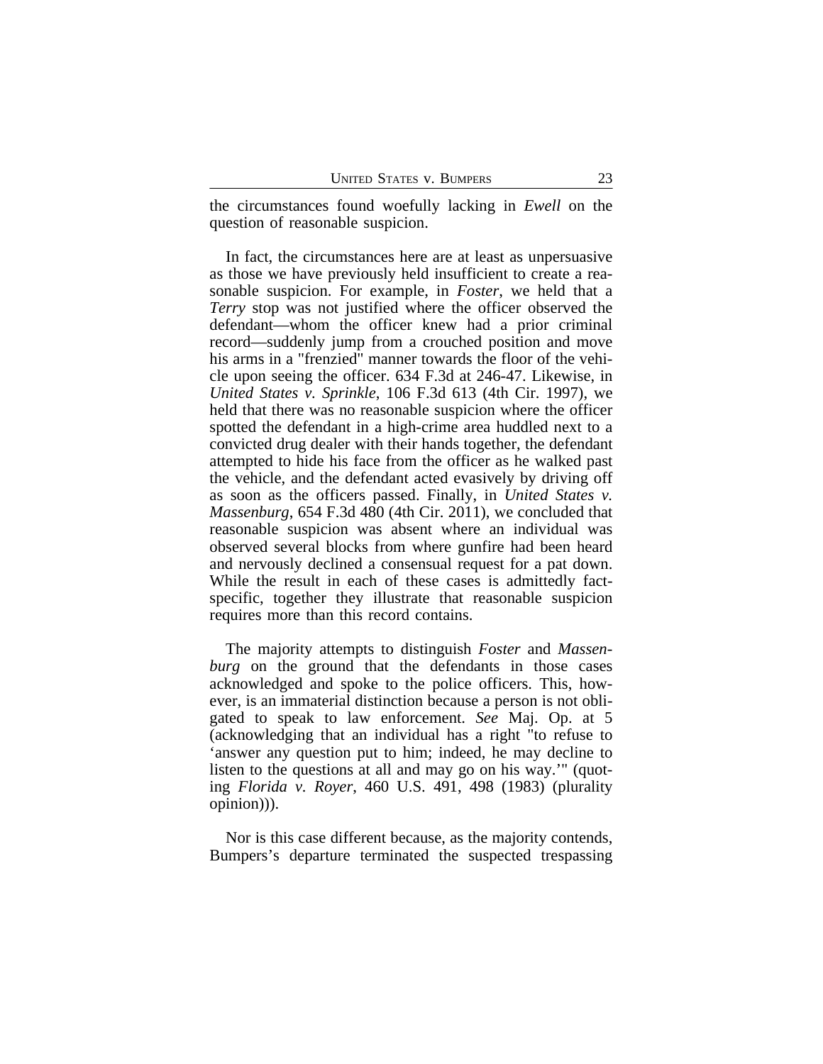the circumstances found woefully lacking in *Ewell* on the question of reasonable suspicion.

In fact, the circumstances here are at least as unpersuasive as those we have previously held insufficient to create a reasonable suspicion. For example, in *Foster*, we held that a *Terry* stop was not justified where the officer observed the defendant—whom the officer knew had a prior criminal record—suddenly jump from a crouched position and move his arms in a "frenzied" manner towards the floor of the vehicle upon seeing the officer. 634 F.3d at 246-47. Likewise, in *United States v. Sprinkle*, 106 F.3d 613 (4th Cir. 1997), we held that there was no reasonable suspicion where the officer spotted the defendant in a high-crime area huddled next to a convicted drug dealer with their hands together, the defendant attempted to hide his face from the officer as he walked past the vehicle, and the defendant acted evasively by driving off as soon as the officers passed. Finally, in *United States v. Massenburg*, 654 F.3d 480 (4th Cir. 2011), we concluded that reasonable suspicion was absent where an individual was observed several blocks from where gunfire had been heard and nervously declined a consensual request for a pat down. While the result in each of these cases is admittedly fact-specific, together they illustrate that reasonable suspicion requires more than this record contains.

The majority attempts to distinguish *Foster* and *Massenburg* on the ground that the defendants in those cases acknowledged and spoke to the police officers. This, however, is an immaterial distinction because a person is not obligated to speak to law enforcement. *See* Maj. Op. at 5 (acknowledging that an individual has a right "to refuse to 'answer any question put to him; indeed, he may decline to listen to the questions at all and may go on his way.'" (quoting *Florida v. Royer*, 460 U.S. 491, 498 (1983) (plurality opinion))).

Nor is this case different because, as the majority contends, Bumpers's departure terminated the suspected trespassing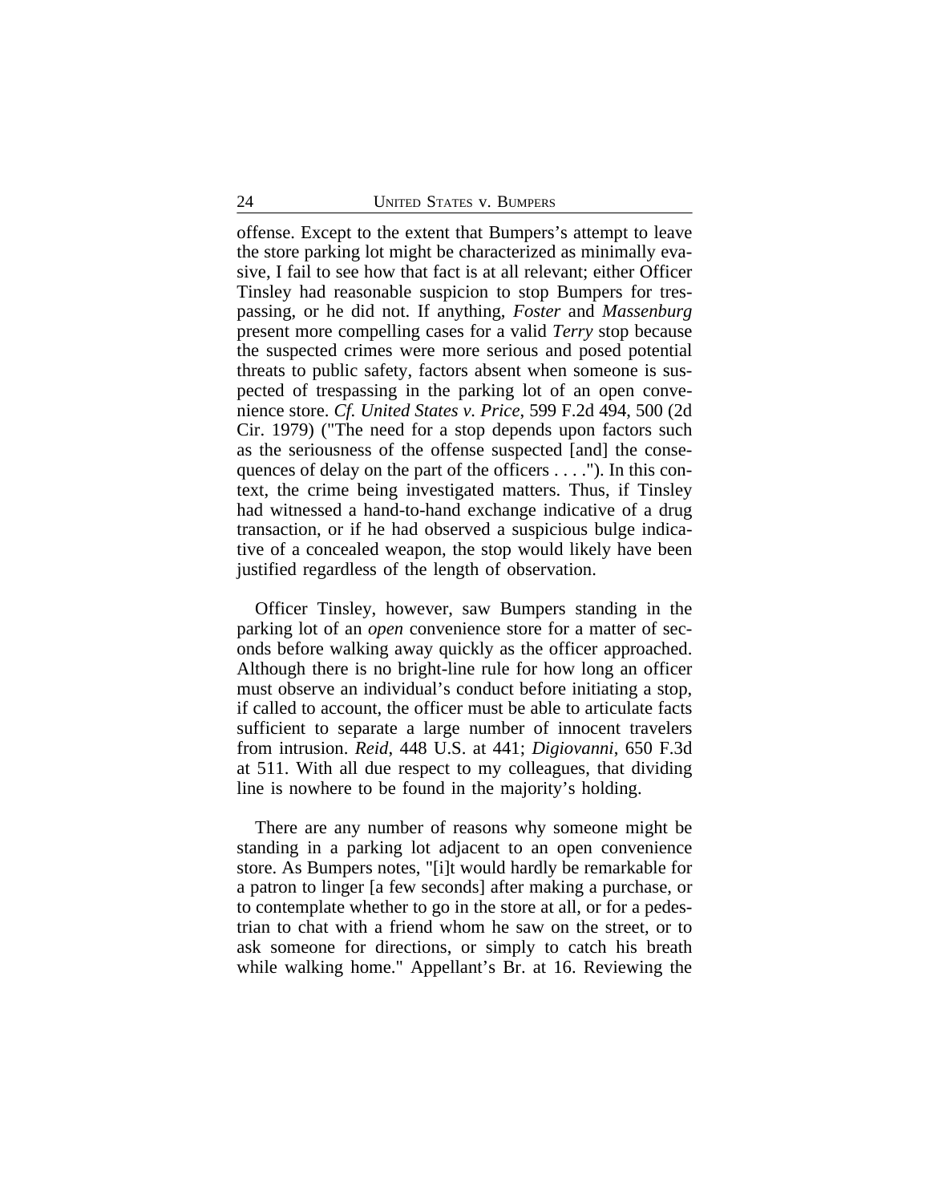offense. Except to the extent that Bumpers's attempt to leave the store parking lot might be characterized as minimally evasive, I fail to see how that fact is at all relevant; either Officer Tinsley had reasonable suspicion to stop Bumpers for trespassing, or he did not. If anything, *Foster* and *Massenburg* present more compelling cases for a valid *Terry* stop because the suspected crimes were more serious and posed potential threats to public safety, factors absent when someone is suspected of trespassing in the parking lot of an open convenience store. *Cf. United States v. Price*, 599 F.2d 494, 500 (2d Cir. 1979) ("The need for a stop depends upon factors such as the seriousness of the offense suspected [and] the consequences of delay on the part of the officers . . . ."). In this context, the crime being investigated matters. Thus, if Tinsley had witnessed a hand-to-hand exchange indicative of a drug transaction, or if he had observed a suspicious bulge indicative of a concealed weapon, the stop would likely have been justified regardless of the length of observation.

Officer Tinsley, however, saw Bumpers standing in the parking lot of an *open* convenience store for a matter of seconds before walking away quickly as the officer approached. Although there is no bright-line rule for how long an officer must observe an individual's conduct before initiating a stop, if called to account, the officer must be able to articulate facts sufficient to separate a large number of innocent travelers from intrusion. *Reid*, 448 U.S. at 441; *Digiovanni*, 650 F.3d at 511. With all due respect to my colleagues, that dividing line is nowhere to be found in the majority's holding.

There are any number of reasons why someone might be standing in a parking lot adjacent to an open convenience store. As Bumpers notes, "[i]t would hardly be remarkable for a patron to linger [a few seconds] after making a purchase, or to contemplate whether to go in the store at all, or for a pedestrian to chat with a friend whom he saw on the street, or to ask someone for directions, or simply to catch his breath while walking home." Appellant's Br. at 16. Reviewing the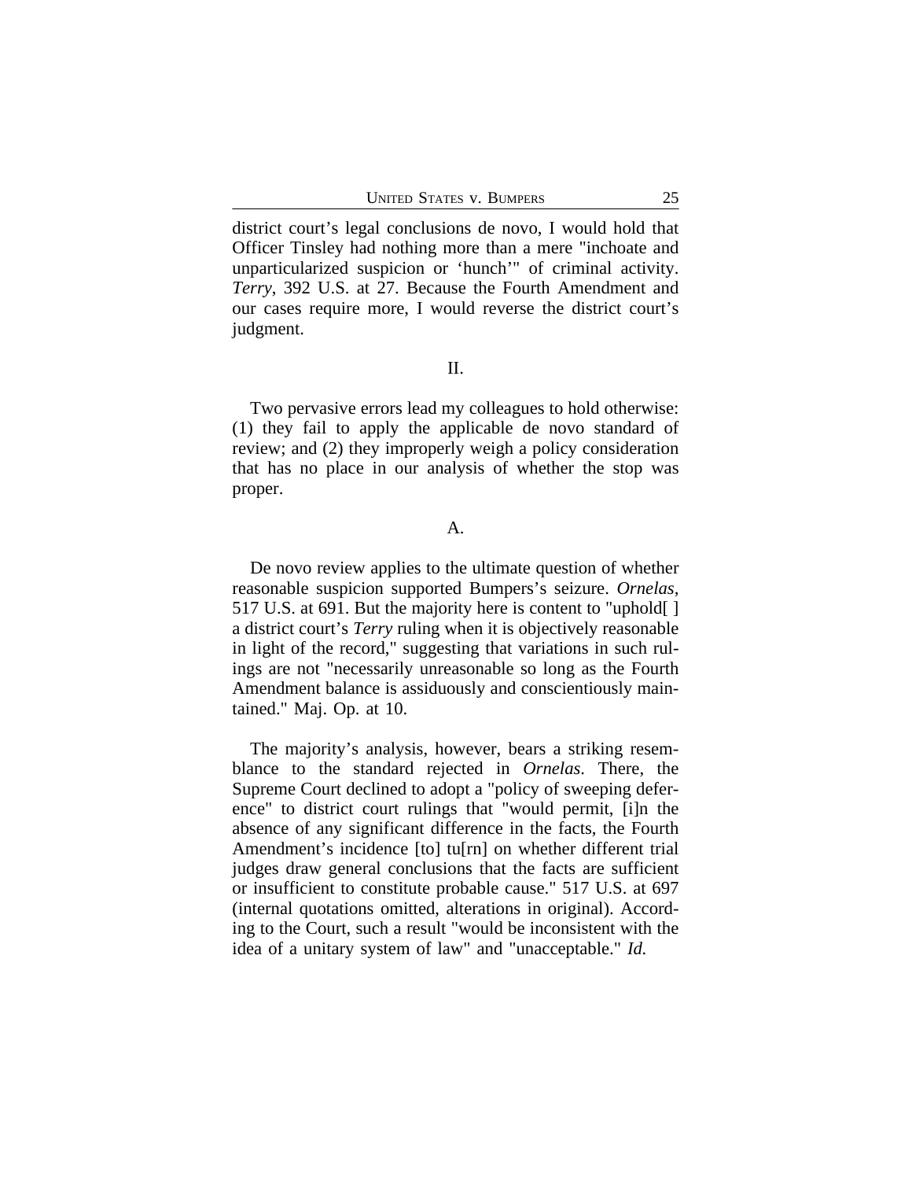district court's legal conclusions de novo, I would hold that Officer Tinsley had nothing more than a mere "inchoate and unparticularized suspicion or 'hunch'" of criminal activity. *Terry*, 392 U.S. at 27. Because the Fourth Amendment and our cases require more, I would reverse the district court's judgment.

## II.

Two pervasive errors lead my colleagues to hold otherwise: (1) they fail to apply the applicable de novo standard of review; and (2) they improperly weigh a policy consideration that has no place in our analysis of whether the stop was proper.

### A.

De novo review applies to the ultimate question of whether reasonable suspicion supported Bumpers's seizure. *Ornelas*, 517 U.S. at 691. But the majority here is content to "uphold[ ] a district court's *Terry* ruling when it is objectively reasonable in light of the record," suggesting that variations in such rulings are not "necessarily unreasonable so long as the Fourth Amendment balance is assiduously and conscientiously maintained." Maj. Op. at 10.

The majority's analysis, however, bears a striking resemblance to the standard rejected in *Ornelas*. There, the Supreme Court declined to adopt a "policy of sweeping deference" to district court rulings that "would permit, [i]n the absence of any significant difference in the facts, the Fourth Amendment's incidence [to] tu[rn] on whether different trial judges draw general conclusions that the facts are sufficient or insufficient to constitute probable cause." 517 U.S. at 697 (internal quotations omitted, alterations in original). According to the Court, such a result "would be inconsistent with the idea of a unitary system of law" and "unacceptable." *Id.*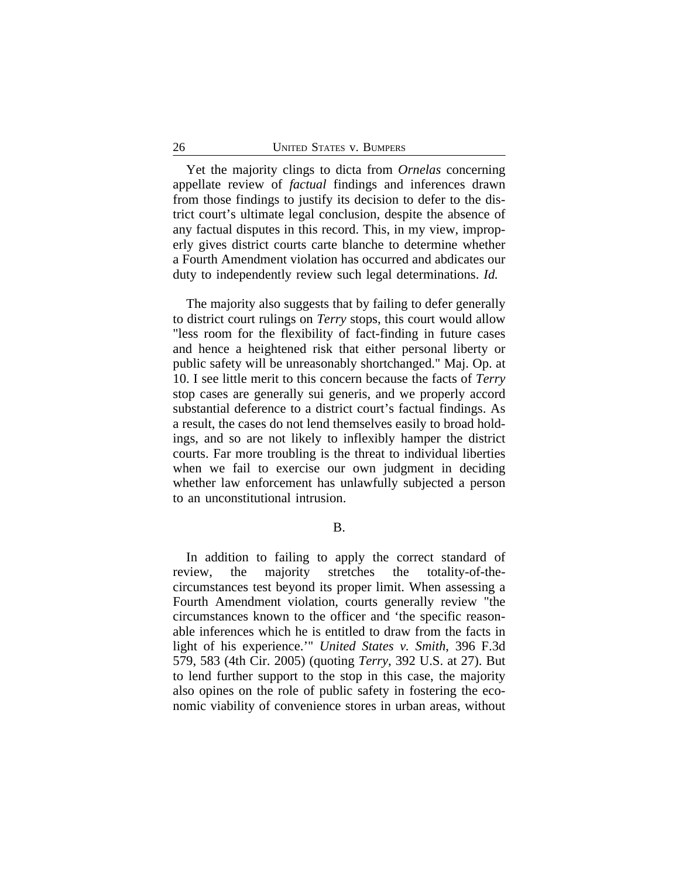Yet the majority clings to dicta from *Ornelas* concerning appellate review of *factual* findings and inferences drawn from those findings to justify its decision to defer to the district court's ultimate legal conclusion, despite the absence of any factual disputes in this record. This, in my view, improperly gives district courts carte blanche to determine whether a Fourth Amendment violation has occurred and abdicates our duty to independently review such legal determinations. *Id.*

The majority also suggests that by failing to defer generally to district court rulings on *Terry* stops, this court would allow "less room for the flexibility of fact-finding in future cases and hence a heightened risk that either personal liberty or public safety will be unreasonably shortchanged." Maj. Op. at 10. I see little merit to this concern because the facts of *Terry* stop cases are generally sui generis, and we properly accord substantial deference to a district court's factual findings. As a result, the cases do not lend themselves easily to broad holdings, and so are not likely to inflexibly hamper the district courts. Far more troubling is the threat to individual liberties when we fail to exercise our own judgment in deciding whether law enforcement has unlawfully subjected a person to an unconstitutional intrusion.

### B.

In addition to failing to apply the correct standard of review, the majority stretches the totality-of-the-circumstances test beyond its proper limit. When assessing a Fourth Amendment violation, courts generally review "the circumstances known to the officer and 'the specific reasonable inferences which he is entitled to draw from the facts in light of his experience.'" *United States v. Smith*, 396 F.3d 579, 583 (4th Cir. 2005) (quoting *Terry*, 392 U.S. at 27). But to lend further support to the stop in this case, the majority also opines on the role of public safety in fostering the economic viability of convenience stores in urban areas, without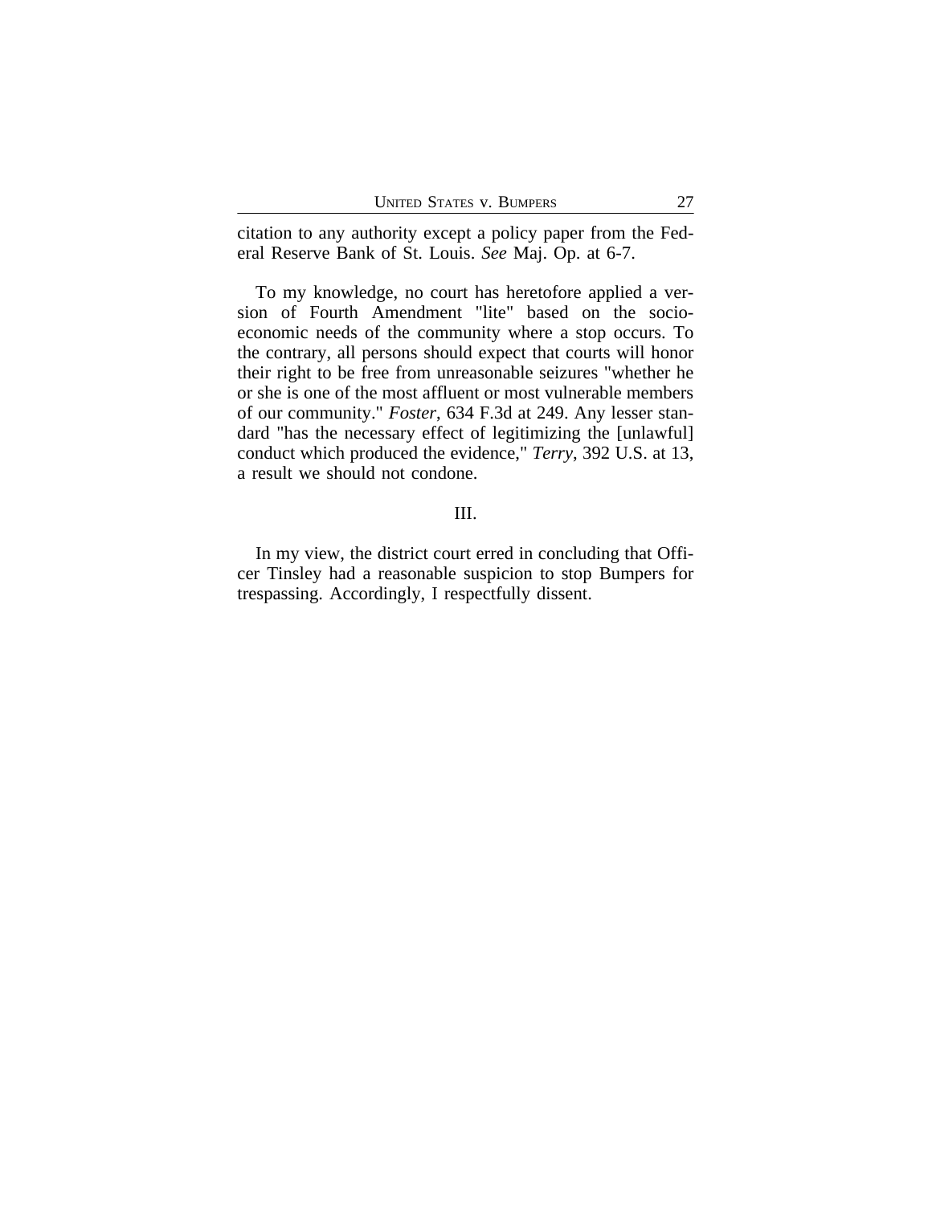citation to any authority except a policy paper from the Federal Reserve Bank of St. Louis. *See* Maj. Op. at 6-7.

To my knowledge, no court has heretofore applied a version of Fourth Amendment "lite" based on the socioeconomic needs of the community where a stop occurs. To the contrary, all persons should expect that courts will honor their right to be free from unreasonable seizures "whether he or she is one of the most affluent or most vulnerable members of our community." *Foster*, 634 F.3d at 249. Any lesser standard "has the necessary effect of legitimizing the [unlawful] conduct which produced the evidence," *Terry*, 392 U.S. at 13, a result we should not condone.

III.

In my view, the district court erred in concluding that Officer Tinsley had a reasonable suspicion to stop Bumpers for trespassing. Accordingly, I respectfully dissent.